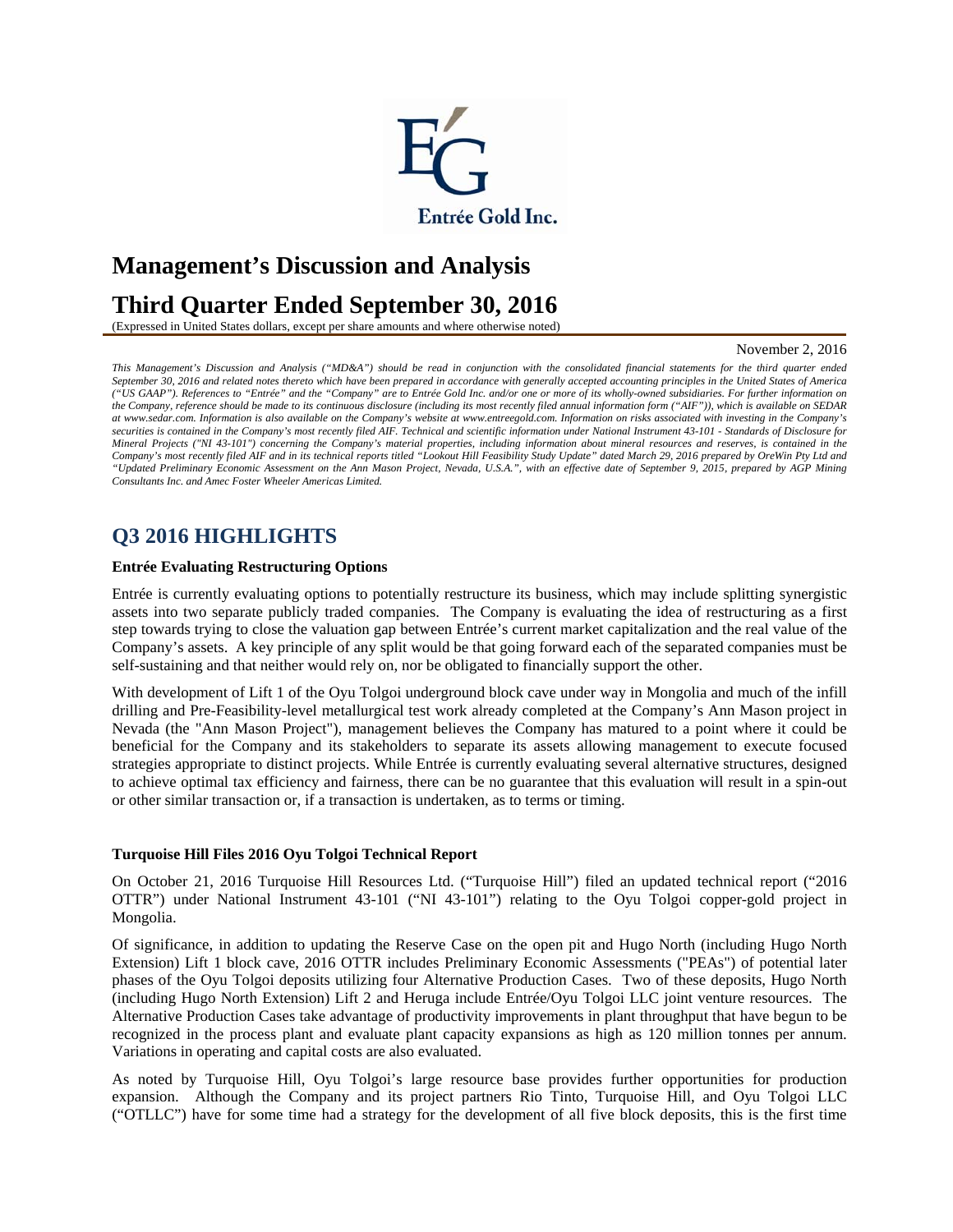# Management's Discussion and Analysis

# Third Quarter Ended September 30, 2016

(Expressed in United States dollars, except per share amounts and where otherwise noted)

November 2, 2016

*This Management's Discussion and Analysis ("MD&A") should be read in conjunction with the consolidated financial statements for the third quarter ended September 30, 2016 and related notes thereto which have been prepared in accordance with generally accepted accounting principles in the United States of America ("US GAAP"). References to "Entrée" and the "Company" are to Entrée Gold Inc. and/or one or more of its wholly-owned subsidiaries. For further information on the Company, reference should be made to its continuous disclosure (including its most recently filed annual information form ("AIF")), which is available on SEDAR at www.sedar.com. Information is also available on the Company's website at www.entreegold.com. Information on risks associated with investing in the Company's securities is contained in the Company's most recently filed AIF. Technical and scientific information under National Instrument 43-101 - Standards of Disclosure for Mineral Projects ("NI 43-101") concerning the Company's material properties, including information about mineral resources and reserves, is contained in the Company's most recently filed AIF and in its technical reports titled "Lookout Hill Feasibility Study Update" dated March 29, 2016 prepared by OreWin Pty Ltd and "Updated Preliminary Economic Assessment on the Ann Mason Project, Nevada, U.S.A.", with an effective date of September 9, 2015, prepared by AGP Mining Consultants Inc. and Amec Foster Wheeler Americas Limited.*

## Q3 2016 HIGHLIGHTS

**Entrée Evaluating Restructuring Options**

Entrée is currently evaluating options to potentially restructure its business, which may include splitting synergistic assets into two separate publicly traded companies. The Company is evaluating the idea of restructuring as a first step towards trying to close the valuation gap between Entrée's current market capitalization and the real value of the Company's assets. A key principle of any split would be that going forward each of the separated companies must be self-sustaining and that neither would rely on, nor be obligated to financially support the other.

With development of Lift 1 of the Oyu Tolgoi underground block cave under way in Mongolia and much of the infill drilling and Pre-Feasibility-level metallurgical test work already completed at the Company's Ann Mason project in Nevada (the "Ann Mason Project"), management believes the Company has matured to a point where it could be beneficial for the Company and its stakeholders to separate its assets allowing management to execute focused strategies appropriate to distinct projects. While Entrée is currently evaluating several alternative structures, designed to achieve optimal tax efficiency and fairness, there can be no guarantee that this evaluation will result in a spin-out or other similar transaction or, if a transaction is undertaken, as to terms or timing.

**Turquoise Hill Files 2016 Oyu Tolgoi Technical Report**

On October 21, 2016 Turquoise Hill Resources Ltd. ("Turquoise Hill") filed an updated technical report ("2016 OTTR") under National Instrument 43-101 ("NI 43-101") relating to the Oyu Tolgoi copper-gold project in Mongolia.

Of significance, in addition to updating the Reserve Case on the open pit and Hugo North (including Hugo North Extension) Lift 1 block cave, 2016 OTTR includes Preliminary Economic Assessments ("PEAs") of potential later phases of the Oyu Tolgoi deposits utilizing four Alternative Production Cases. Two of these deposits, Hugo North (including Hugo North Extension) Lift 2 and Heruga include Entrée/Oyu Tolgoi LLC joint venture resources. The Alternative Production Cases take advantage of productivity improvements in plant throughput that have begun to be recognized in the process plant and evaluate plant capacity expansions as high as 120 million tonnes per annum. Variations in operating and capital costs are also evaluated.

As noted by Turquoise Hill, Oyu Tolgoi's large resource base provides further opportunities for production expansion. Although the Company and its project partners Rio Tinto, Turquoise Hill, and Oyu Tolgoi LLC ("OTLLC") have for some time had a strategy for the development of all five block deposits, this is the first time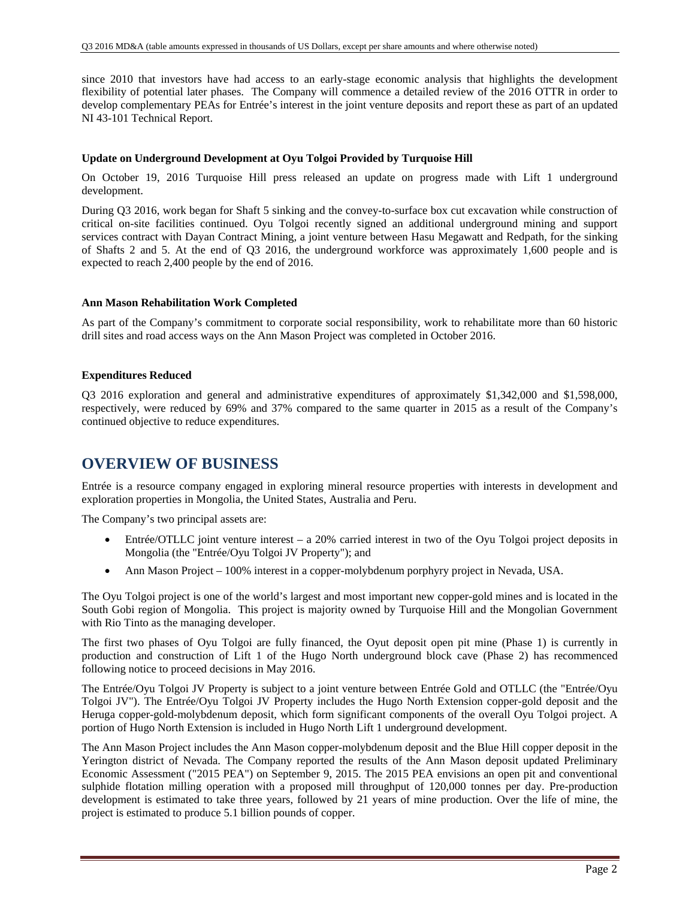since 2010 that investors have had access to an early-stage economic analysis that highlights the development flexibility of potential later phases. The Company will commence a detailed review of the 2016 OTTR in order to develop complementary PEAs for Entrée's interest in the joint venture deposits and report these as part of an updated NI 43-101 Technical Report.

**Update on Underground Development at Oyu Tolgoi Provided by Turquoise Hill**

On October 19, 2016 Turquoise Hill press released an update on progress made with Lift 1 underground development.

During Q3 2016, work began for Shaft 5 sinking and the convey-to-surface box cut excavation while construction of critical on-site facilities continued. Oyu Tolgoi recently signed an additional underground mining and support services contract with Dayan Contract Mining, a joint venture between Hasu Megawatt and Redpath, for the sinking of Shafts 2 and 5. At the end of Q3 2016, the underground workforce was approximately 1,600 people and is expected to reach 2,400 people by the end of 2016.

**Ann Mason Rehabilitation Work Completed**

As part of the Company's commitment to corporate social responsibility, work to rehabilitate more than 60 historic drill sites and road access ways on the Ann Mason Project was completed in October 2016.

**Expenditures Reduced**

Q3 2016 exploration and general and administrative expenditures of approximately $1,342,000 and $1,598,000, respectively, were reduced by 69% and 37% compared to the same quarter in 2015 as a result of the Company's continued objective to reduce expenditures.

## OVERVIEW OF BUSINESS

Entrée is a resource company engaged in exploring mineral resource properties with interests in development and exploration properties in Mongolia, the United States, Australia and Peru.

The Company's two principal assets are:

- Entrée/OTLLC joint venture interest – a 20% carried interest in two of the Oyu Tolgoi project deposits in Mongolia (the "Entrée/Oyu Tolgoi JV Property"); and
- Ann Mason Project – 100% interest in a copper-molybdenum porphyry project in Nevada, USA.

The Oyu Tolgoi project is one of the world's largest and most important new copper-gold mines and is located in the South Gobi region of Mongolia. This project is majority owned by Turquoise Hill and the Mongolian Government with Rio Tinto as the managing developer.

The first two phases of Oyu Tolgoi are fully financed, the Oyut deposit open pit mine (Phase 1) is currently in production and construction of Lift 1 of the Hugo North underground block cave (Phase 2) has recommenced following notice to proceed decisions in May 2016.

The Entrée/Oyu Tolgoi JV Property is subject to a joint venture between Entrée Gold and OTLLC (the "Entrée/Oyu Tolgoi JV"). The Entrée/Oyu Tolgoi JV Property includes the Hugo North Extension copper-gold deposit and the Heruga copper-gold-molybdenum deposit, which form significant components of the overall Oyu Tolgoi project. A portion of Hugo North Extension is included in Hugo North Lift 1 underground development.

The Ann Mason Project includes the Ann Mason copper-molybdenum deposit and the Blue Hill copper deposit in the Yerington district of Nevada. The Company reported the results of the Ann Mason deposit updated Preliminary Economic Assessment ("2015 PEA") on September 9, 2015. The 2015 PEA envisions an open pit and conventional sulphide flotation milling operation with a proposed mill throughput of 120,000 tonnes per day. Pre-production development is estimated to take three years, followed by 21 years of mine production. Over the life of mine, the project is estimated to produce 5.1 billion pounds of copper.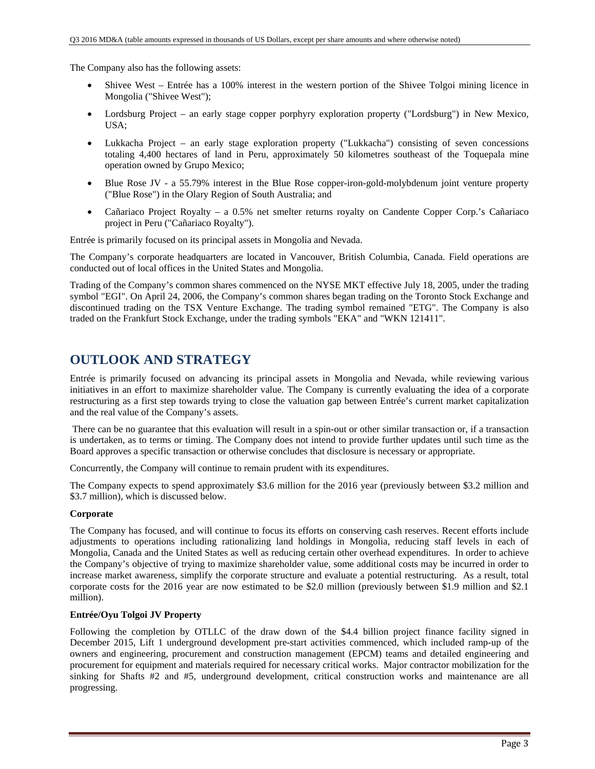The Company also has the following assets:

- Shivee West – Entrée has a 100% interest in the western portion of the Shivee Tolgoi mining licence in Mongolia ("Shivee West");
- Lordsburg Project – an early stage copper porphyry exploration property ("Lordsburg") in New Mexico, USA;
- Lukkacha Project – an early stage exploration property ("Lukkacha") consisting of seven concessions totaling 4,400 hectares of land in Peru, approximately 50 kilometres southeast of the Toquepala mine operation owned by Grupo Mexico;
- Blue Rose JV - a 55.79% interest in the Blue Rose copper-iron-gold-molybdenum joint venture property ("Blue Rose") in the Olary Region of South Australia; and
- Cañariaco Project Royalty – a 0.5% net smelter returns royalty on Candente Copper Corp.'s Cañariaco project in Peru ("Cañariaco Royalty").

Entrée is primarily focused on its principal assets in Mongolia and Nevada.

The Company's corporate headquarters are located in Vancouver, British Columbia, Canada. Field operations are conducted out of local offices in the United States and Mongolia.

Trading of the Company's common shares commenced on the NYSE MKT effective July 18, 2005, under the trading symbol "EGI". On April 24, 2006, the Company's common shares began trading on the Toronto Stock Exchange and discontinued trading on the TSX Venture Exchange. The trading symbol remained "ETG". The Company is also traded on the Frankfurt Stock Exchange, under the trading symbols "EKA" and "WKN 121411".

# OUTLOOK AND STRATEGY

Entrée is primarily focused on advancing its principal assets in Mongolia and Nevada, while reviewing various initiatives in an effort to maximize shareholder value. The Company is currently evaluating the idea of a corporate restructuring as a first step towards trying to close the valuation gap between Entrée's current market capitalization and the real value of the Company's assets.

There can be no guarantee that this evaluation will result in a spin-out or other similar transaction or, if a transaction is undertaken, as to terms or timing. The Company does not intend to provide further updates until such time as the Board approves a specific transaction or otherwise concludes that disclosure is necessary or appropriate.

Concurrently, the Company will continue to remain prudent with its expenditures.

The Company expects to spend approximately $3.6 million for the 2016 year (previously between $3.2 million and $3.7 million), which is discussed below.

**Corporate**

The Company has focused, and will continue to focus its efforts on conserving cash reserves. Recent efforts include adjustments to operations including rationalizing land holdings in Mongolia, reducing staff levels in each of Mongolia, Canada and the United States as well as reducing certain other overhead expenditures. In order to achieve the Company's objective of trying to maximize shareholder value, some additional costs may be incurred in order to increase market awareness, simplify the corporate structure and evaluate a potential restructuring. As a result, total corporate costs for the 2016 year are now estimated to be $2.0 million (previously between $1.9 million and $2.1 million).

**Entrée/Oyu Tolgoi JV Property**

Following the completion by OTLLC of the draw down of the $4.4 billion project finance facility signed in December 2015, Lift 1 underground development pre-start activities commenced, which included ramp-up of the owners and engineering, procurement and construction management (EPCM) teams and detailed engineering and procurement for equipment and materials required for necessary critical works. Major contractor mobilization for the sinking for Shafts #2 and #5, underground development, critical construction works and maintenance are all progressing.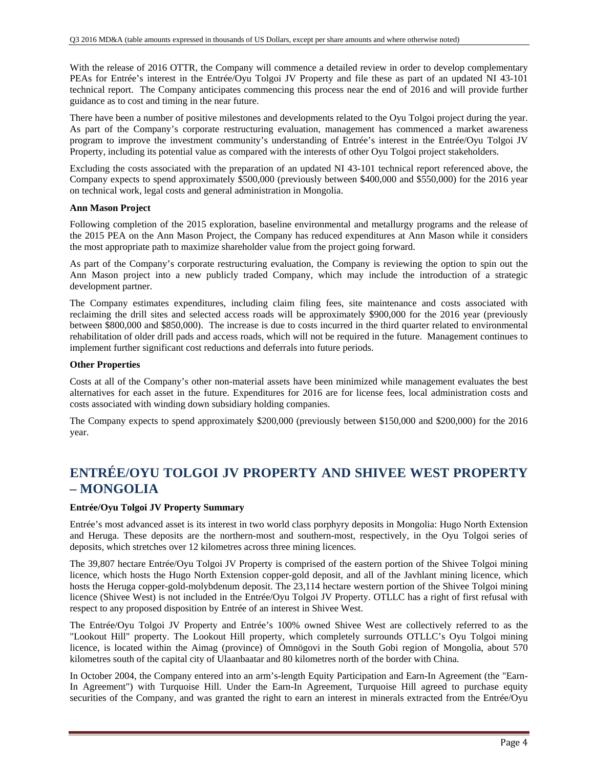With the release of 2016 OTTR, the Company will commence a detailed review in order to develop complementary PEAs for Entrée's interest in the Entrée/Oyu Tolgoi JV Property and file these as part of an updated NI 43-101 technical report. The Company anticipates commencing this process near the end of 2016 and will provide further guidance as to cost and timing in the near future.

There have been a number of positive milestones and developments related to the Oyu Tolgoi project during the year. As part of the Company's corporate restructuring evaluation, management has commenced a market awareness program to improve the investment community's understanding of Entrée's interest in the Entrée/Oyu Tolgoi JV Property, including its potential value as compared with the interests of other Oyu Tolgoi project stakeholders.

Excluding the costs associated with the preparation of an updated NI 43-101 technical report referenced above, the Company expects to spend approximately $500,000 (previously between $400,000 and $550,000) for the 2016 year on technical work, legal costs and general administration in Mongolia.

**Ann Mason Project**

Following completion of the 2015 exploration, baseline environmental and metallurgy programs and the release of the 2015 PEA on the Ann Mason Project, the Company has reduced expenditures at Ann Mason while it considers the most appropriate path to maximize shareholder value from the project going forward.

As part of the Company's corporate restructuring evaluation, the Company is reviewing the option to spin out the Ann Mason project into a new publicly traded Company, which may include the introduction of a strategic development partner.

The Company estimates expenditures, including claim filing fees, site maintenance and costs associated with reclaiming the drill sites and selected access roads will be approximately $900,000 for the 2016 year (previously between $800,000 and $850,000). The increase is due to costs incurred in the third quarter related to environmental rehabilitation of older drill pads and access roads, which will not be required in the future. Management continues to implement further significant cost reductions and deferrals into future periods.

**Other Properties**

Costs at all of the Company's other non-material assets have been minimized while management evaluates the best alternatives for each asset in the future. Expenditures for 2016 are for license fees, local administration costs and costs associated with winding down subsidiary holding companies.

The Company expects to spend approximately $200,000 (previously between $150,000 and $200,000) for the 2016 year.

# ENTRÉE/OYU TOLGOI JV PROPERTY AND SHIVEE WEST PROPERTY – MONGOLIA

**Entrée/Oyu Tolgoi JV Property Summary**

Entrée's most advanced asset is its interest in two world class porphyry deposits in Mongolia: Hugo North Extension and Heruga. These deposits are the northern-most and southern-most, respectively, in the Oyu Tolgoi series of deposits, which stretches over 12 kilometres across three mining licences.

The 39,807 hectare Entrée/Oyu Tolgoi JV Property is comprised of the eastern portion of the Shivee Tolgoi mining licence, which hosts the Hugo North Extension copper-gold deposit, and all of the Javhlant mining licence, which hosts the Heruga copper-gold-molybdenum deposit. The 23,114 hectare western portion of the Shivee Tolgoi mining licence (Shivee West) is not included in the Entrée/Oyu Tolgoi JV Property. OTLLC has a right of first refusal with respect to any proposed disposition by Entrée of an interest in Shivee West.

The Entrée/Oyu Tolgoi JV Property and Entrée's 100% owned Shivee West are collectively referred to as the "Lookout Hill" property. The Lookout Hill property, which completely surrounds OTLLC's Oyu Tolgoi mining licence, is located within the Aimag (province) of Ömnögovi in the South Gobi region of Mongolia, about 570 kilometres south of the capital city of Ulaanbaatar and 80 kilometres north of the border with China.

In October 2004, the Company entered into an arm's-length Equity Participation and Earn-In Agreement (the "Earn-In Agreement") with Turquoise Hill. Under the Earn-In Agreement, Turquoise Hill agreed to purchase equity securities of the Company, and was granted the right to earn an interest in minerals extracted from the Entrée/Oyu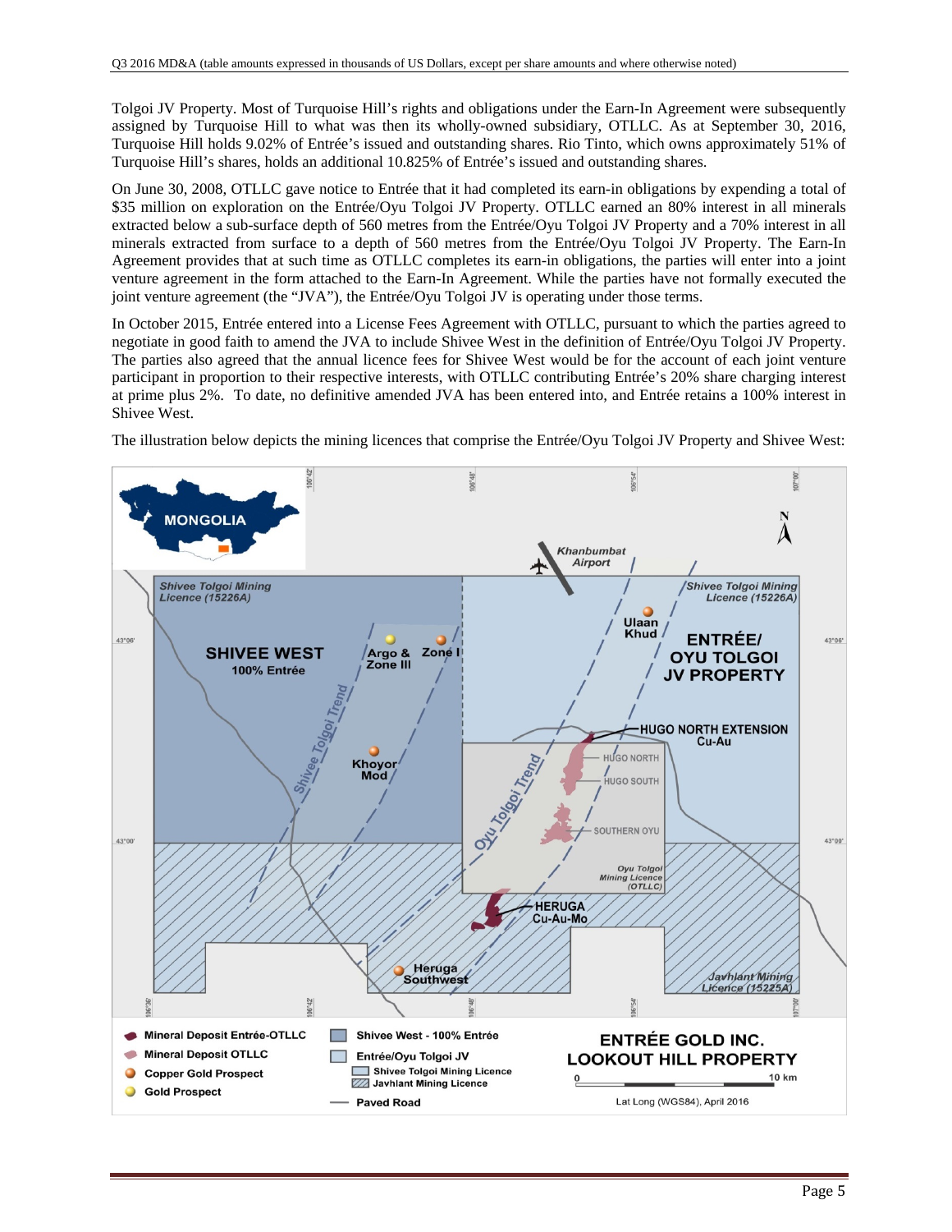Tolgoi JV Property. Most of Turquoise Hill's rights and obligations under the Earn-In Agreement were subsequently assigned by Turquoise Hill to what was then its wholly-owned subsidiary, OTLLC. As at September 30, 2016, Turquoise Hill holds 9.02% of Entrée's issued and outstanding shares. Rio Tinto, which owns approximately 51% of Turquoise Hill's shares, holds an additional 10.825% of Entrée's issued and outstanding shares.

On June 30, 2008, OTLLC gave notice to Entrée that it had completed its earn-in obligations by expending a total of $35 million on exploration on the Entrée/Oyu Tolgoi JV Property. OTLLC earned an 80% interest in all minerals extracted below a sub-surface depth of 560 metres from the Entrée/Oyu Tolgoi JV Property and a 70% interest in all minerals extracted from surface to a depth of 560 metres from the Entrée/Oyu Tolgoi JV Property. The Earn-In Agreement provides that at such time as OTLLC completes its earn-in obligations, the parties will enter into a joint venture agreement in the form attached to the Earn-In Agreement. While the parties have not formally executed the joint venture agreement (the "JVA"), the Entrée/Oyu Tolgoi JV is operating under those terms.

In October 2015, Entrée entered into a License Fees Agreement with OTLLC, pursuant to which the parties agreed to negotiate in good faith to amend the JVA to include Shivee West in the definition of Entrée/Oyu Tolgoi JV Property. The parties also agreed that the annual licence fees for Shivee West would be for the account of each joint venture participant in proportion to their respective interests, with OTLLC contributing Entrée's 20% share charging interest at prime plus 2%. To date, no definitive amended JVA has been entered into, and Entrée retains a 100% interest in Shivee West.

The illustration below depicts the mining licences that comprise the Entrée/Oyu Tolgoi JV Property and Shivee West:

MONGOLIA

Khanbumbat Airport

Shivee Tolgoi Mining Licence (15226A)

SHIVEE WEST
100% Entrée

Argo & Zone III

Zone I

Ulaan Khud

ENTRÉE/ OYU TOLGOI JV PROPERTY

Shivee Tolgoi Trend

Khoyor Mod

Oyu Tolgoi Trend

HUGO NORTH EXTENSION Cu-Au

HUGO NORTH

HUGO SOUTH

SOUTHERN OYU

Oyu Tolgoi Mining Licence (OTLLC)

HERUGA Cu-Au-Mo

Heruga Southwest

Javhlant Mining Licence (15225A)

Mineral Deposit Entrée-OTLLC

Mineral Deposit OTLLC

Copper Gold Prospect

Gold Prospect

Shivee West - 100% Entrée

Entrée/Oyu Tolgoi JV

Shivee Tolgoi Mining Licence

Javhlant Mining Licence

Paved Road

ENTRÉE GOLD INC.
LOOKOUT HILL PROPERTY

0 10 km

Lat Long (WGS84), April 2016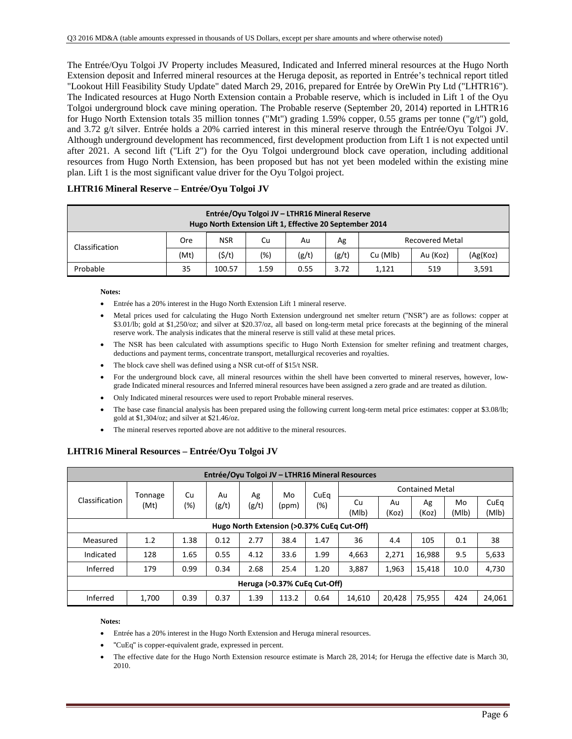The Entrée/Oyu Tolgoi JV Property includes Measured, Indicated and Inferred mineral resources at the Hugo North Extension deposit and Inferred mineral resources at the Heruga deposit, as reported in Entrée's technical report titled "Lookout Hill Feasibility Study Update" dated March 29, 2016, prepared for Entrée by OreWin Pty Ltd ("LHTR16"). The Indicated resources at Hugo North Extension contain a Probable reserve, which is included in Lift 1 of the Oyu Tolgoi underground block cave mining operation. The Probable reserve (September 20, 2014) reported in LHTR16 for Hugo North Extension totals 35 million tonnes ("Mt") grading 1.59% copper, 0.55 grams per tonne ("g/t") gold, and 3.72 g/t silver. Entrée holds a 20% carried interest in this mineral reserve through the Entrée/Oyu Tolgoi JV. Although underground development has recommenced, first development production from Lift 1 is not expected until after 2021. A second lift ("Lift 2") for the Oyu Tolgoi underground block cave operation, including additional resources from Hugo North Extension, has been proposed but has not yet been modeled within the existing mine plan. Lift 1 is the most significant value driver for the Oyu Tolgoi project.

### LHTR16 Mineral Reserve – Entrée/Oyu Tolgoi JV

| Entrée/Oyu Tolgoi JV – LTHR16 Mineral Reserve Hugo North Extension Lift 1, Effective 20 September 2014 | | | | | | | | |
|---|---|---|---|---|---|---|---|---|
| Classification | Ore | NSR | Cu | Au | Ag | Recovered Metal | | |
| | (Mt) | ($/t) | (%) | (g/t) | (g/t) | Cu (Mlb) | Au (Koz) | (Ag(Koz) |
| Probable | 35 | 100.57 | 1.59 | 0.55 | 3.72 | 1,121 | 519 | 3,591 |

**Notes:**

- Entrée has a 20% interest in the Hugo North Extension Lift 1 mineral reserve.
- Metal prices used for calculating the Hugo North Extension underground net smelter return ("NSR") are as follows: copper at $3.01/lb; gold at $1,250/oz; and silver at $20.37/oz, all based on long-term metal price forecasts at the beginning of the mineral reserve work. The analysis indicates that the mineral reserve is still valid at these metal prices.
- The NSR has been calculated with assumptions specific to Hugo North Extension for smelter refining and treatment charges, deductions and payment terms, concentrate transport, metallurgical recoveries and royalties.
- The block cave shell was defined using a NSR cut-off of $15/t NSR.
- For the underground block cave, all mineral resources within the shell have been converted to mineral reserves, however, low-grade Indicated mineral resources and Inferred mineral resources have been assigned a zero grade and are treated as dilution.
- Only Indicated mineral resources were used to report Probable mineral reserves.
- The base case financial analysis has been prepared using the following current long-term metal price estimates: copper at $3.08/lb; gold at $1,304/oz; and silver at $21.46/oz.
- The mineral reserves reported above are not additive to the mineral resources.

### LHTR16 Mineral Resources – Entrée/Oyu Tolgoi JV

| Entrée/Oyu Tolgoi JV – LTHR16 Mineral Resources | | | | | | | | | | | |
|---|---|---|---|---|---|---|---|---|---|---|---|
| Classification | Tonnage (Mt) | Cu (%) | Au (g/t) | Ag (g/t) | Mo (ppm) | CuEq (%) | Contained Metal | | | | |
| | | | | | | | Cu (Mlb) | Au (Koz) | Ag (Koz) | Mo (Mlb) | CuEq (Mlb) |
| Hugo North Extension (>0.37% CuEq Cut-Off) | | | | | | | | | | | |
| Measured | 1.2 | 1.38 | 0.12 | 2.77 | 38.4 | 1.47 | 36 | 4.4 | 105 | 0.1 | 38 |
| Indicated | 128 | 1.65 | 0.55 | 4.12 | 33.6 | 1.99 | 4,663 | 2,271 | 16,988 | 9.5 | 5,633 |
| Inferred | 179 | 0.99 | 0.34 | 2.68 | 25.4 | 1.20 | 3,887 | 1,963 | 15,418 | 10.0 | 4,730 |
| Heruga (>0.37% CuEq Cut-Off) | | | | | | | | | | | |
| Inferred | 1,700 | 0.39 | 0.37 | 1.39 | 113.2 | 0.64 | 14,610 | 20,428 | 75,955 | 424 | 24,061 |

**Notes:**

- Entrée has a 20% interest in the Hugo North Extension and Heruga mineral resources.
- "CuEq" is copper-equivalent grade, expressed in percent.
- The effective date for the Hugo North Extension resource estimate is March 28, 2014; for Heruga the effective date is March 30, 2010.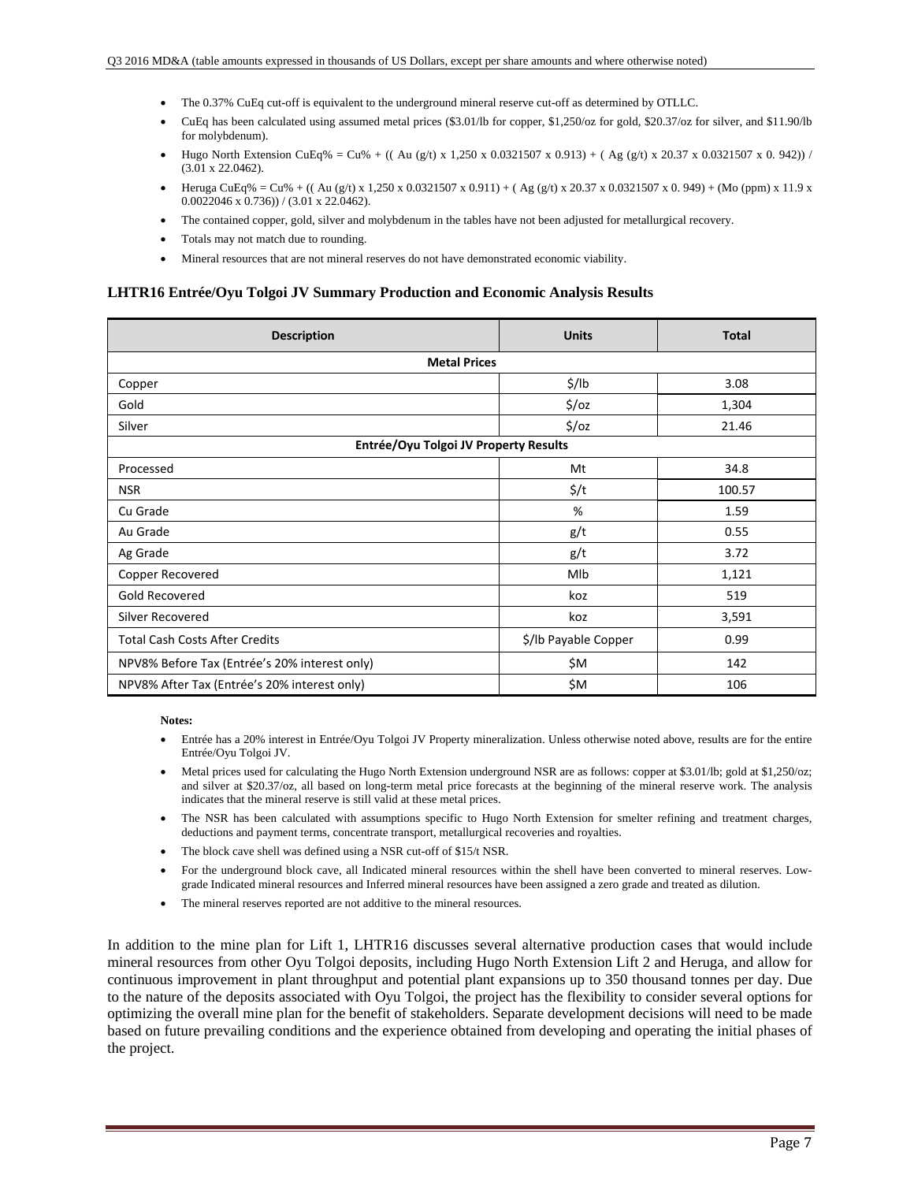- The 0.37% CuEq cut-off is equivalent to the underground mineral reserve cut-off as determined by OTLLC.
- CuEq has been calculated using assumed metal prices ($3.01/lb for copper, $1,250/oz for gold, $20.37/oz for silver, and $11.90/lb for molybdenum).
- Hugo North Extension CuEq% = Cu% + (( Au (g/t) x 1,250 x 0.0321507 x 0.913) + ( Ag (g/t) x 20.37 x 0.0321507 x 0. 942)) / (3.01 x 22.0462).
- Heruga CuEq% = Cu% + (( Au (g/t) x 1,250 x 0.0321507 x 0.911) + ( Ag (g/t) x 20.37 x 0.0321507 x 0. 949) + (Mo (ppm) x 11.9 x 0.0022046 x 0.736)) / (3.01 x 22.0462).
- The contained copper, gold, silver and molybdenum in the tables have not been adjusted for metallurgical recovery.
- Totals may not match due to rounding.
- Mineral resources that are not mineral reserves do not have demonstrated economic viability.

### LHTR16 Entrée/Oyu Tolgoi JV Summary Production and Economic Analysis Results

| Description | Units | Total |
|---|---|---|
| **Metal Prices** | | |
| Copper | $/lb | 3.08 |
| Gold | $/oz | 1,304 |
| Silver | $/oz | 21.46 |
| **Entrée/Oyu Tolgoi JV Property Results** | | |
| Processed | Mt | 34.8 |
| NSR | $/t | 100.57 |
| Cu Grade | % | 1.59 |
| Au Grade | g/t | 0.55 |
| Ag Grade | g/t | 3.72 |
| Copper Recovered | Mlb | 1,121 |
| Gold Recovered | koz | 519 |
| Silver Recovered | koz | 3,591 |
| Total Cash Costs After Credits | $/lb Payable Copper | 0.99 |
| NPV8% Before Tax (Entrée's 20% interest only) | $M | 142 |
| NPV8% After Tax (Entrée's 20% interest only) | $M | 106 |

**Notes:**

- Entrée has a 20% interest in Entrée/Oyu Tolgoi JV Property mineralization. Unless otherwise noted above, results are for the entire Entrée/Oyu Tolgoi JV.
- Metal prices used for calculating the Hugo North Extension underground NSR are as follows: copper at $3.01/lb; gold at $1,250/oz; and silver at $20.37/oz, all based on long-term metal price forecasts at the beginning of the mineral reserve work. The analysis indicates that the mineral reserve is still valid at these metal prices.
- The NSR has been calculated with assumptions specific to Hugo North Extension for smelter refining and treatment charges, deductions and payment terms, concentrate transport, metallurgical recoveries and royalties.
- The block cave shell was defined using a NSR cut-off of $15/t NSR.
- For the underground block cave, all Indicated mineral resources within the shell have been converted to mineral reserves. Low-grade Indicated mineral resources and Inferred mineral resources have been assigned a zero grade and treated as dilution.
- The mineral reserves reported are not additive to the mineral resources.

In addition to the mine plan for Lift 1, LHTR16 discusses several alternative production cases that would include mineral resources from other Oyu Tolgoi deposits, including Hugo North Extension Lift 2 and Heruga, and allow for continuous improvement in plant throughput and potential plant expansions up to 350 thousand tonnes per day. Due to the nature of the deposits associated with Oyu Tolgoi, the project has the flexibility to consider several options for optimizing the overall mine plan for the benefit of stakeholders. Separate development decisions will need to be made based on future prevailing conditions and the experience obtained from developing and operating the initial phases of the project.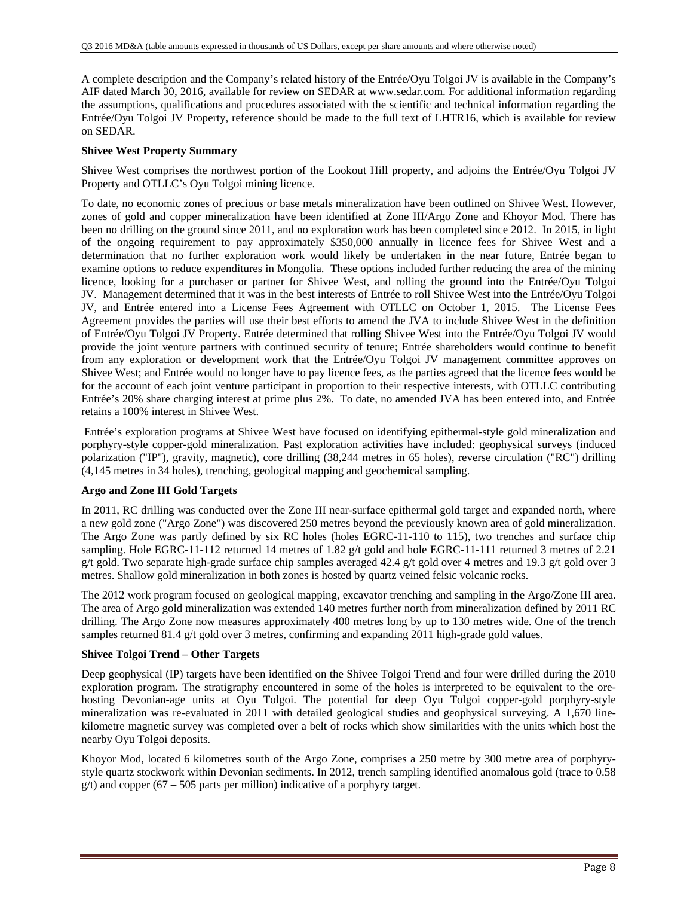A complete description and the Company's related history of the Entrée/Oyu Tolgoi JV is available in the Company's AIF dated March 30, 2016, available for review on SEDAR at www.sedar.com. For additional information regarding the assumptions, qualifications and procedures associated with the scientific and technical information regarding the Entrée/Oyu Tolgoi JV Property, reference should be made to the full text of LHTR16, which is available for review on SEDAR.

**Shivee West Property Summary**

Shivee West comprises the northwest portion of the Lookout Hill property, and adjoins the Entrée/Oyu Tolgoi JV Property and OTLLC's Oyu Tolgoi mining licence.

To date, no economic zones of precious or base metals mineralization have been outlined on Shivee West. However, zones of gold and copper mineralization have been identified at Zone III/Argo Zone and Khoyor Mod. There has been no drilling on the ground since 2011, and no exploration work has been completed since 2012. In 2015, in light of the ongoing requirement to pay approximately $350,000 annually in licence fees for Shivee West and a determination that no further exploration work would likely be undertaken in the near future, Entrée began to examine options to reduce expenditures in Mongolia. These options included further reducing the area of the mining licence, looking for a purchaser or partner for Shivee West, and rolling the ground into the Entrée/Oyu Tolgoi JV. Management determined that it was in the best interests of Entrée to roll Shivee West into the Entrée/Oyu Tolgoi JV, and Entrée entered into a License Fees Agreement with OTLLC on October 1, 2015. The License Fees Agreement provides the parties will use their best efforts to amend the JVA to include Shivee West in the definition of Entrée/Oyu Tolgoi JV Property. Entrée determined that rolling Shivee West into the Entrée/Oyu Tolgoi JV would provide the joint venture partners with continued security of tenure; Entrée shareholders would continue to benefit from any exploration or development work that the Entrée/Oyu Tolgoi JV management committee approves on Shivee West; and Entrée would no longer have to pay licence fees, as the parties agreed that the licence fees would be for the account of each joint venture participant in proportion to their respective interests, with OTLLC contributing Entrée's 20% share charging interest at prime plus 2%. To date, no amended JVA has been entered into, and Entrée retains a 100% interest in Shivee West.

Entrée's exploration programs at Shivee West have focused on identifying epithermal-style gold mineralization and porphyry-style copper-gold mineralization. Past exploration activities have included: geophysical surveys (induced polarization ("IP"), gravity, magnetic), core drilling (38,244 metres in 65 holes), reverse circulation ("RC") drilling (4,145 metres in 34 holes), trenching, geological mapping and geochemical sampling.

**Argo and Zone III Gold Targets**

In 2011, RC drilling was conducted over the Zone III near-surface epithermal gold target and expanded north, where a new gold zone ("Argo Zone") was discovered 250 metres beyond the previously known area of gold mineralization. The Argo Zone was partly defined by six RC holes (holes EGRC-11-110 to 115), two trenches and surface chip sampling. Hole EGRC-11-112 returned 14 metres of 1.82 g/t gold and hole EGRC-11-111 returned 3 metres of 2.21 g/t gold. Two separate high-grade surface chip samples averaged 42.4 g/t gold over 4 metres and 19.3 g/t gold over 3 metres. Shallow gold mineralization in both zones is hosted by quartz veined felsic volcanic rocks.

The 2012 work program focused on geological mapping, excavator trenching and sampling in the Argo/Zone III area. The area of Argo gold mineralization was extended 140 metres further north from mineralization defined by 2011 RC drilling. The Argo Zone now measures approximately 400 metres long by up to 130 metres wide. One of the trench samples returned 81.4 g/t gold over 3 metres, confirming and expanding 2011 high-grade gold values.

**Shivee Tolgoi Trend – Other Targets**

Deep geophysical (IP) targets have been identified on the Shivee Tolgoi Trend and four were drilled during the 2010 exploration program. The stratigraphy encountered in some of the holes is interpreted to be equivalent to the ore-hosting Devonian-age units at Oyu Tolgoi. The potential for deep Oyu Tolgoi copper-gold porphyry-style mineralization was re-evaluated in 2011 with detailed geological studies and geophysical surveying. A 1,670 line-kilometre magnetic survey was completed over a belt of rocks which show similarities with the units which host the nearby Oyu Tolgoi deposits.

Khoyor Mod, located 6 kilometres south of the Argo Zone, comprises a 250 metre by 300 metre area of porphyry-style quartz stockwork within Devonian sediments. In 2012, trench sampling identified anomalous gold (trace to 0.58 g/t) and copper (67 – 505 parts per million) indicative of a porphyry target.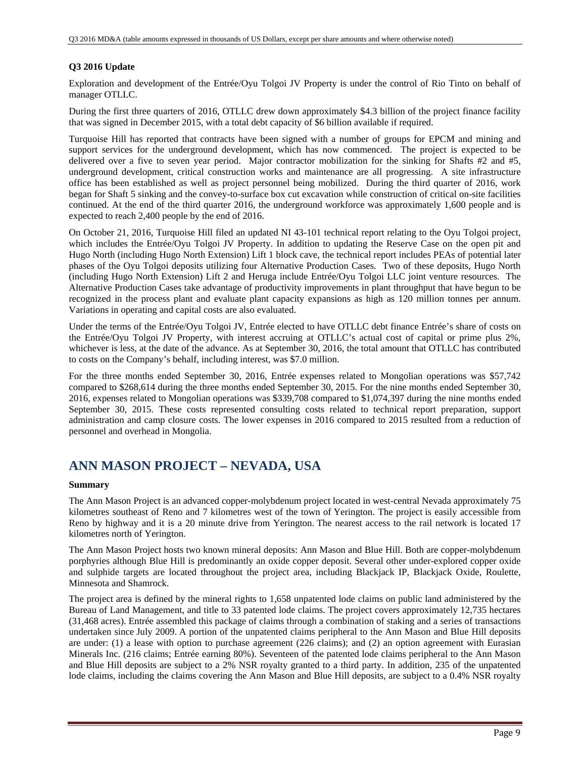**Q3 2016 Update**

Exploration and development of the Entrée/Oyu Tolgoi JV Property is under the control of Rio Tinto on behalf of manager OTLLC.

During the first three quarters of 2016, OTLLC drew down approximately $4.3 billion of the project finance facility that was signed in December 2015, with a total debt capacity of $6 billion available if required.

Turquoise Hill has reported that contracts have been signed with a number of groups for EPCM and mining and support services for the underground development, which has now commenced. The project is expected to be delivered over a five to seven year period. Major contractor mobilization for the sinking for Shafts #2 and #5, underground development, critical construction works and maintenance are all progressing. A site infrastructure office has been established as well as project personnel being mobilized. During the third quarter of 2016, work began for Shaft 5 sinking and the convey-to-surface box cut excavation while construction of critical on-site facilities continued. At the end of the third quarter 2016, the underground workforce was approximately 1,600 people and is expected to reach 2,400 people by the end of 2016.

On October 21, 2016, Turquoise Hill filed an updated NI 43-101 technical report relating to the Oyu Tolgoi project, which includes the Entrée/Oyu Tolgoi JV Property. In addition to updating the Reserve Case on the open pit and Hugo North (including Hugo North Extension) Lift 1 block cave, the technical report includes PEAs of potential later phases of the Oyu Tolgoi deposits utilizing four Alternative Production Cases. Two of these deposits, Hugo North (including Hugo North Extension) Lift 2 and Heruga include Entrée/Oyu Tolgoi LLC joint venture resources. The Alternative Production Cases take advantage of productivity improvements in plant throughput that have begun to be recognized in the process plant and evaluate plant capacity expansions as high as 120 million tonnes per annum. Variations in operating and capital costs are also evaluated.

Under the terms of the Entrée/Oyu Tolgoi JV, Entrée elected to have OTLLC debt finance Entrée's share of costs on the Entrée/Oyu Tolgoi JV Property, with interest accruing at OTLLC's actual cost of capital or prime plus 2%, whichever is less, at the date of the advance. As at September 30, 2016, the total amount that OTLLC has contributed to costs on the Company's behalf, including interest, was $7.0 million.

For the three months ended September 30, 2016, Entrée expenses related to Mongolian operations was $57,742 compared to $268,614 during the three months ended September 30, 2015. For the nine months ended September 30, 2016, expenses related to Mongolian operations was $339,708 compared to $1,074,397 during the nine months ended September 30, 2015. These costs represented consulting costs related to technical report preparation, support administration and camp closure costs. The lower expenses in 2016 compared to 2015 resulted from a reduction of personnel and overhead in Mongolia.

# ANN MASON PROJECT – NEVADA, USA

**Summary**

The Ann Mason Project is an advanced copper-molybdenum project located in west-central Nevada approximately 75 kilometres southeast of Reno and 7 kilometres west of the town of Yerington. The project is easily accessible from Reno by highway and it is a 20 minute drive from Yerington. The nearest access to the rail network is located 17 kilometres north of Yerington.

The Ann Mason Project hosts two known mineral deposits: Ann Mason and Blue Hill. Both are copper-molybdenum porphyries although Blue Hill is predominantly an oxide copper deposit. Several other under-explored copper oxide and sulphide targets are located throughout the project area, including Blackjack IP, Blackjack Oxide, Roulette, Minnesota and Shamrock.

The project area is defined by the mineral rights to 1,658 unpatented lode claims on public land administered by the Bureau of Land Management, and title to 33 patented lode claims. The project covers approximately 12,735 hectares (31,468 acres). Entrée assembled this package of claims through a combination of staking and a series of transactions undertaken since July 2009. A portion of the unpatented claims peripheral to the Ann Mason and Blue Hill deposits are under: (1) a lease with option to purchase agreement (226 claims); and (2) an option agreement with Eurasian Minerals Inc. (216 claims; Entrée earning 80%). Seventeen of the patented lode claims peripheral to the Ann Mason and Blue Hill deposits are subject to a 2% NSR royalty granted to a third party. In addition, 235 of the unpatented lode claims, including the claims covering the Ann Mason and Blue Hill deposits, are subject to a 0.4% NSR royalty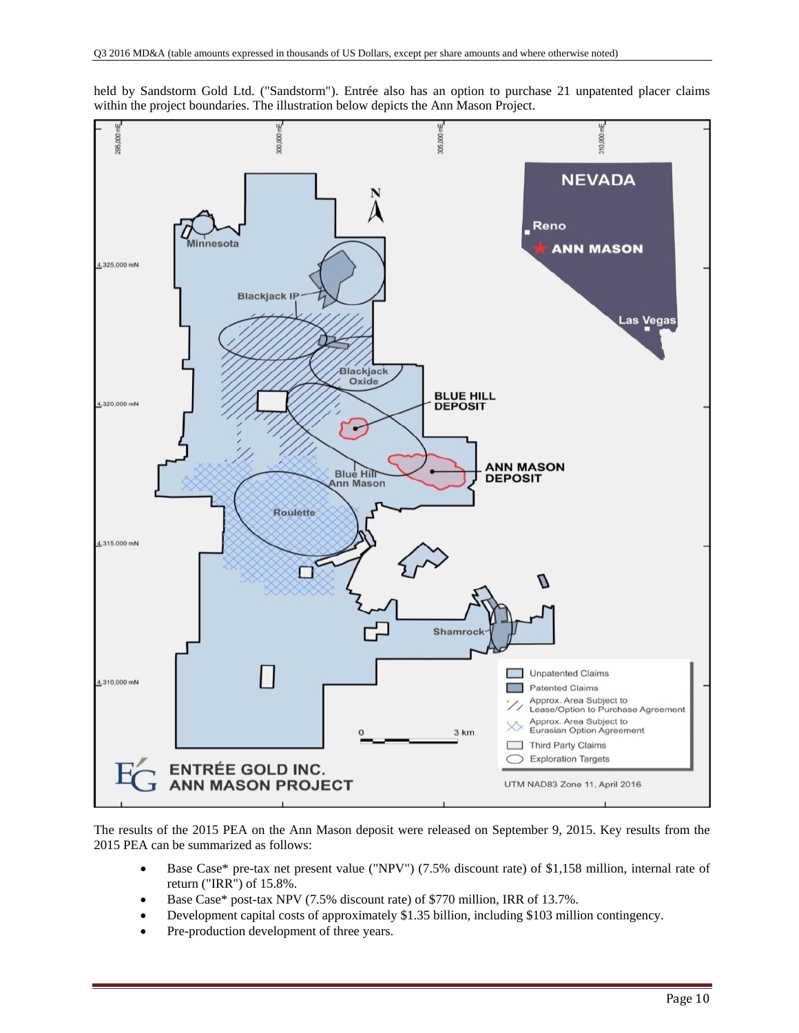held by Sandstorm Gold Ltd. ("Sandstorm"). Entrée also has an option to purchase 21 unpatented placer claims within the project boundaries. The illustration below depicts the Ann Mason Project.

295,000 mE
300,000 mE
305,000 mE
310,000 mE

4,325,000 mN
4,320,000 mN
4,315,000 mN
4,310,000 mN

N

NEVADA
Reno
ANN MASON
Las Vegas

Minnesota
Blackjack IP
Blackjack Oxide
BLUE HILL DEPOSIT
ANN MASON DEPOSIT
Blue Hill Ann Mason
Roulette
Shamrock

0 3 km

Unpatented Claims
Patented Claims
Approx. Area Subject to Lease/Option to Purchase Agreement
Approx. Area Subject to Eurasian Option Agreement
Third Party Claims
Exploration Targets

ENTRÉE GOLD INC.
ANN MASON PROJECT

UTM NAD83 Zone 11, April 2016

The results of the 2015 PEA on the Ann Mason deposit were released on September 9, 2015. Key results from the 2015 PEA can be summarized as follows:

- Base Case* pre-tax net present value ("NPV") (7.5% discount rate) of $1,158 million, internal rate of return ("IRR") of 15.8%.
- Base Case* post-tax NPV (7.5% discount rate) of $770 million, IRR of 13.7%.
- Development capital costs of approximately $1.35 billion, including $103 million contingency.
- Pre-production development of three years.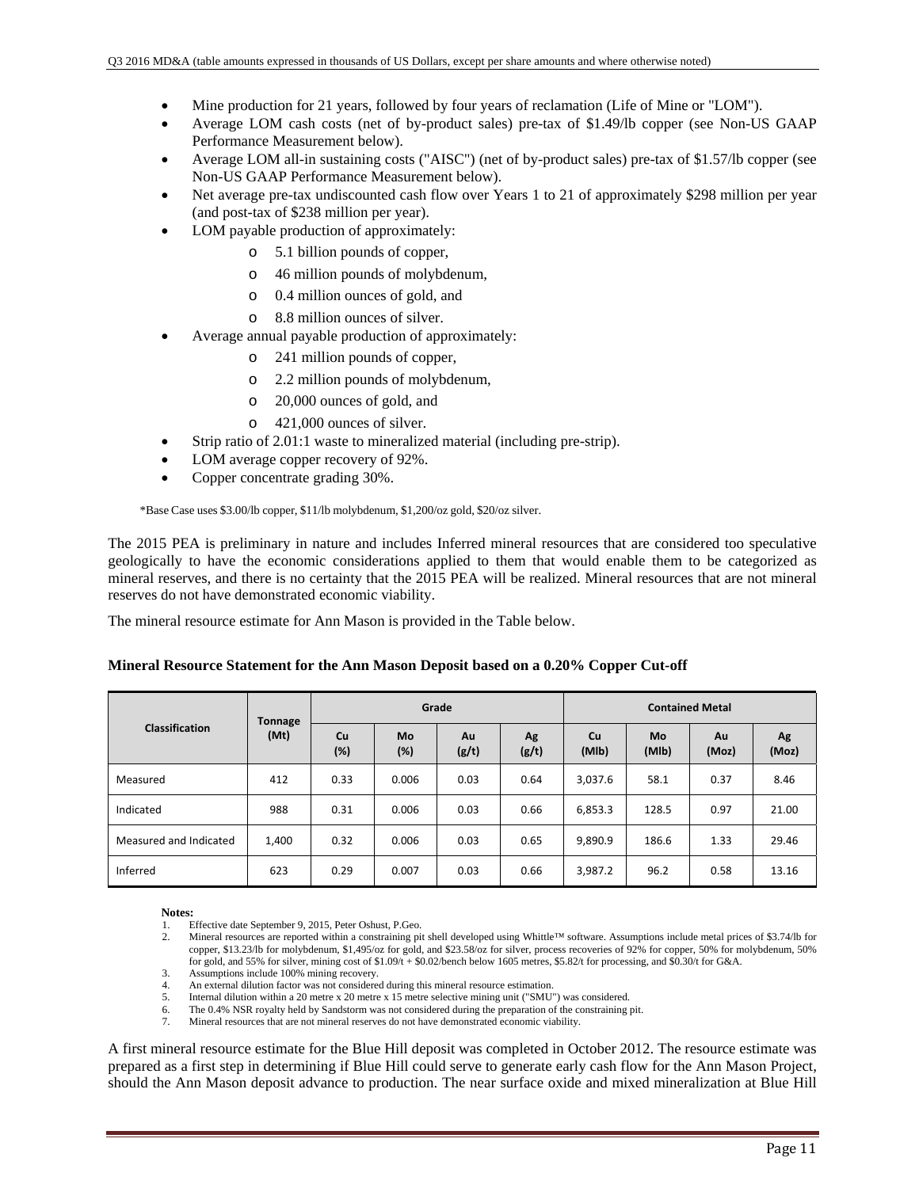- Mine production for 21 years, followed by four years of reclamation (Life of Mine or "LOM").
- Average LOM cash costs (net of by-product sales) pre-tax of $1.49/lb copper (see Non-US GAAP Performance Measurement below).
- Average LOM all-in sustaining costs ("AISC") (net of by-product sales) pre-tax of $1.57/lb copper (see Non-US GAAP Performance Measurement below).
- Net average pre-tax undiscounted cash flow over Years 1 to 21 of approximately $298 million per year (and post-tax of $238 million per year).
- LOM payable production of approximately:
  - 5.1 billion pounds of copper,
  - 46 million pounds of molybdenum,
  - 0.4 million ounces of gold, and
  - 8.8 million ounces of silver.
- Average annual payable production of approximately:
  - 241 million pounds of copper,
  - 2.2 million pounds of molybdenum,
  - 20,000 ounces of gold, and
  - 421,000 ounces of silver.
- Strip ratio of 2.01:1 waste to mineralized material (including pre-strip).
- LOM average copper recovery of 92%.
- Copper concentrate grading 30%.

*Base Case uses $3.00/lb copper, $11/lb molybdenum, $1,200/oz gold, $20/oz silver.

The 2015 PEA is preliminary in nature and includes Inferred mineral resources that are considered too speculative geologically to have the economic considerations applied to them that would enable them to be categorized as mineral reserves, and there is no certainty that the 2015 PEA will be realized. Mineral resources that are not mineral reserves do not have demonstrated economic viability.

The mineral resource estimate for Ann Mason is provided in the Table below.

**Mineral Resource Statement for the Ann Mason Deposit based on a 0.20% Copper Cut-off**

| Classification | Tonnage (Mt) | Grade | | | | Contained Metal | | | |
|---|---|---|---|---|---|---|---|---|---|
| | | Cu (%) | Mo (%) | Au (g/t) | Ag (g/t) | Cu (Mlb) | Mo (Mlb) | Au (Moz) | Ag (Moz) |
| Measured | 412 | 0.33 | 0.006 | 0.03 | 0.64 | 3,037.6 | 58.1 | 0.37 | 8.46 |
| Indicated | 988 | 0.31 | 0.006 | 0.03 | 0.66 | 6,853.3 | 128.5 | 0.97 | 21.00 |
| Measured and Indicated | 1,400 | 0.32 | 0.006 | 0.03 | 0.65 | 9,890.9 | 186.6 | 1.33 | 29.46 |
| Inferred | 623 | 0.29 | 0.007 | 0.03 | 0.66 | 3,987.2 | 96.2 | 0.58 | 13.16 |

**Notes:**

1. Effective date September 9, 2015, Peter Oshust, P.Geo.
2. Mineral resources are reported within a constraining pit shell developed using Whittle™ software. Assumptions include metal prices of $3.74/lb for copper, $13.23/lb for molybdenum, $1,495/oz for gold, and $23.58/oz for silver, process recoveries of 92% for copper, 50% for molybdenum, 50% for gold, and 55% for silver, mining cost of $1.09/t + $0.02/bench below 1605 metres, $5.82/t for processing, and $0.30/t for G&A.
3. Assumptions include 100% mining recovery.
4. An external dilution factor was not considered during this mineral resource estimation.
5. Internal dilution within a 20 metre x 20 metre x 15 metre selective mining unit ("SMU") was considered.
6. The 0.4% NSR royalty held by Sandstorm was not considered during the preparation of the constraining pit.
7. Mineral resources that are not mineral reserves do not have demonstrated economic viability.

A first mineral resource estimate for the Blue Hill deposit was completed in October 2012. The resource estimate was prepared as a first step in determining if Blue Hill could serve to generate early cash flow for the Ann Mason Project, should the Ann Mason deposit advance to production. The near surface oxide and mixed mineralization at Blue Hill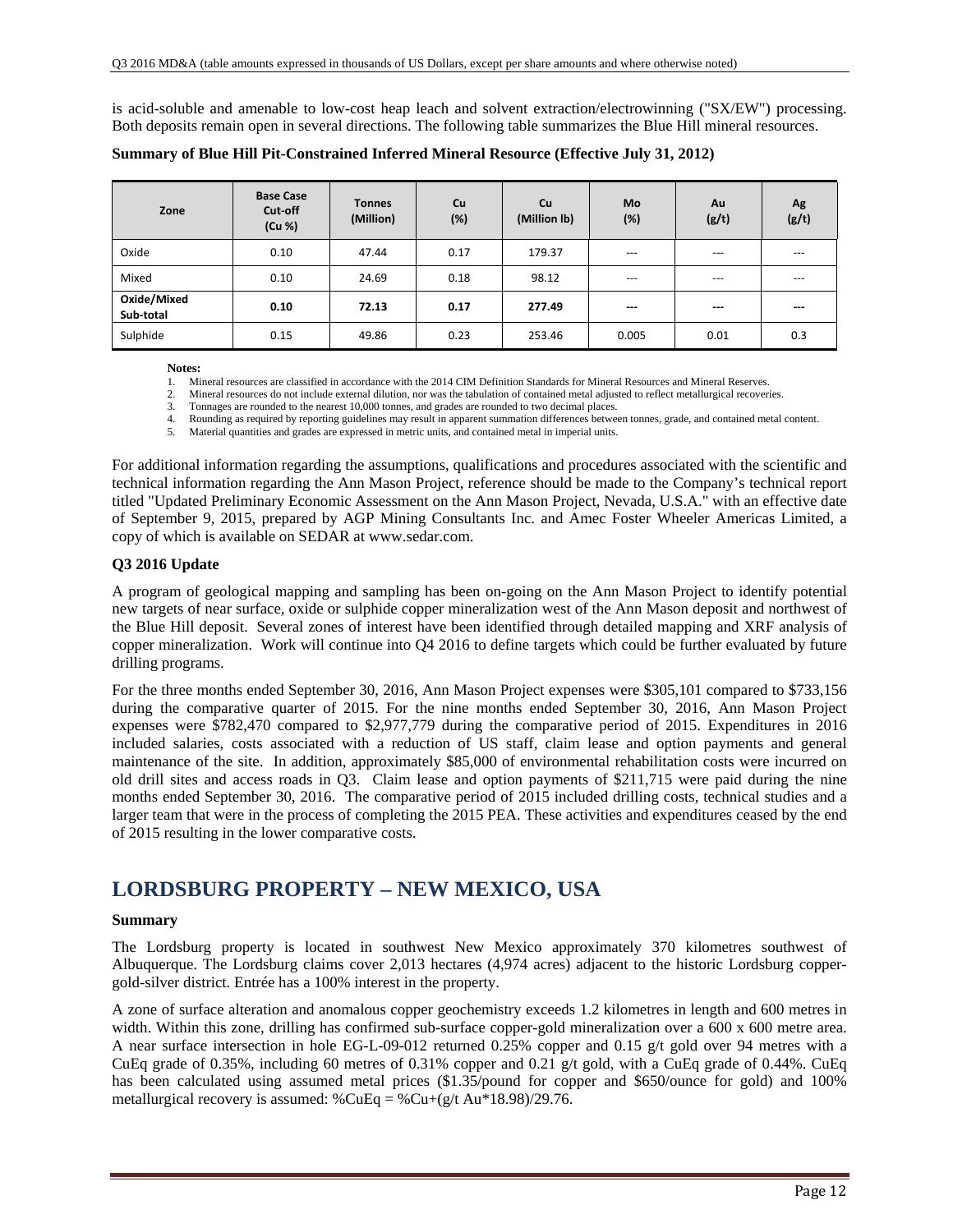is acid-soluble and amenable to low-cost heap leach and solvent extraction/electrowinning ("SX/EW") processing. Both deposits remain open in several directions. The following table summarizes the Blue Hill mineral resources.

**Summary of Blue Hill Pit-Constrained Inferred Mineral Resource (Effective July 31, 2012)**

| Zone | Base Case Cut-off (Cu %) | Tonnes (Million) | Cu (%) | Cu (Million lb) | Mo (%) | Au (g/t) | Ag (g/t) |
|---|---|---|---|---|---|---|---|
| Oxide | 0.10 | 47.44 | 0.17 | 179.37 | --- | --- | --- |
| Mixed | 0.10 | 24.69 | 0.18 | 98.12 | --- | --- | --- |
| **Oxide/Mixed Sub-total** | **0.10** | **72.13** | **0.17** | **277.49** | **---** | **---** | **---** |
| Sulphide | 0.15 | 49.86 | 0.23 | 253.46 | 0.005 | 0.01 | 0.3 |

**Notes:**

1. Mineral resources are classified in accordance with the 2014 CIM Definition Standards for Mineral Resources and Mineral Reserves.
2. Mineral resources do not include external dilution, nor was the tabulation of contained metal adjusted to reflect metallurgical recoveries.
3. Tonnages are rounded to the nearest 10,000 tonnes, and grades are rounded to two decimal places.
4. Rounding as required by reporting guidelines may result in apparent summation differences between tonnes, grade, and contained metal content.
5. Material quantities and grades are expressed in metric units, and contained metal in imperial units.

For additional information regarding the assumptions, qualifications and procedures associated with the scientific and technical information regarding the Ann Mason Project, reference should be made to the Company's technical report titled "Updated Preliminary Economic Assessment on the Ann Mason Project, Nevada, U.S.A." with an effective date of September 9, 2015, prepared by AGP Mining Consultants Inc. and Amec Foster Wheeler Americas Limited, a copy of which is available on SEDAR at www.sedar.com.

**Q3 2016 Update**

A program of geological mapping and sampling has been on-going on the Ann Mason Project to identify potential new targets of near surface, oxide or sulphide copper mineralization west of the Ann Mason deposit and northwest of the Blue Hill deposit. Several zones of interest have been identified through detailed mapping and XRF analysis of copper mineralization. Work will continue into Q4 2016 to define targets which could be further evaluated by future drilling programs.

For the three months ended September 30, 2016, Ann Mason Project expenses were $305,101 compared to $733,156 during the comparative quarter of 2015. For the nine months ended September 30, 2016, Ann Mason Project expenses were $782,470 compared to $2,977,779 during the comparative period of 2015. Expenditures in 2016 included salaries, costs associated with a reduction of US staff, claim lease and option payments and general maintenance of the site. In addition, approximately $85,000 of environmental rehabilitation costs were incurred on old drill sites and access roads in Q3. Claim lease and option payments of $211,715 were paid during the nine months ended September 30, 2016. The comparative period of 2015 included drilling costs, technical studies and a larger team that were in the process of completing the 2015 PEA. These activities and expenditures ceased by the end of 2015 resulting in the lower comparative costs.

# LORDSBURG PROPERTY – NEW MEXICO, USA

**Summary**

The Lordsburg property is located in southwest New Mexico approximately 370 kilometres southwest of Albuquerque. The Lordsburg claims cover 2,013 hectares (4,974 acres) adjacent to the historic Lordsburg copper-gold-silver district. Entrée has a 100% interest in the property.

A zone of surface alteration and anomalous copper geochemistry exceeds 1.2 kilometres in length and 600 metres in width. Within this zone, drilling has confirmed sub-surface copper-gold mineralization over a 600 x 600 metre area. A near surface intersection in hole EG-L-09-012 returned 0.25% copper and 0.15 g/t gold over 94 metres with a CuEq grade of 0.35%, including 60 metres of 0.31% copper and 0.21 g/t gold, with a CuEq grade of 0.44%. CuEq has been calculated using assumed metal prices ($1.35/pound for copper and $650/ounce for gold) and 100% metallurgical recovery is assumed: $\%CuEq = \%Cu+(g/t\ Au*18.98)/29.76$.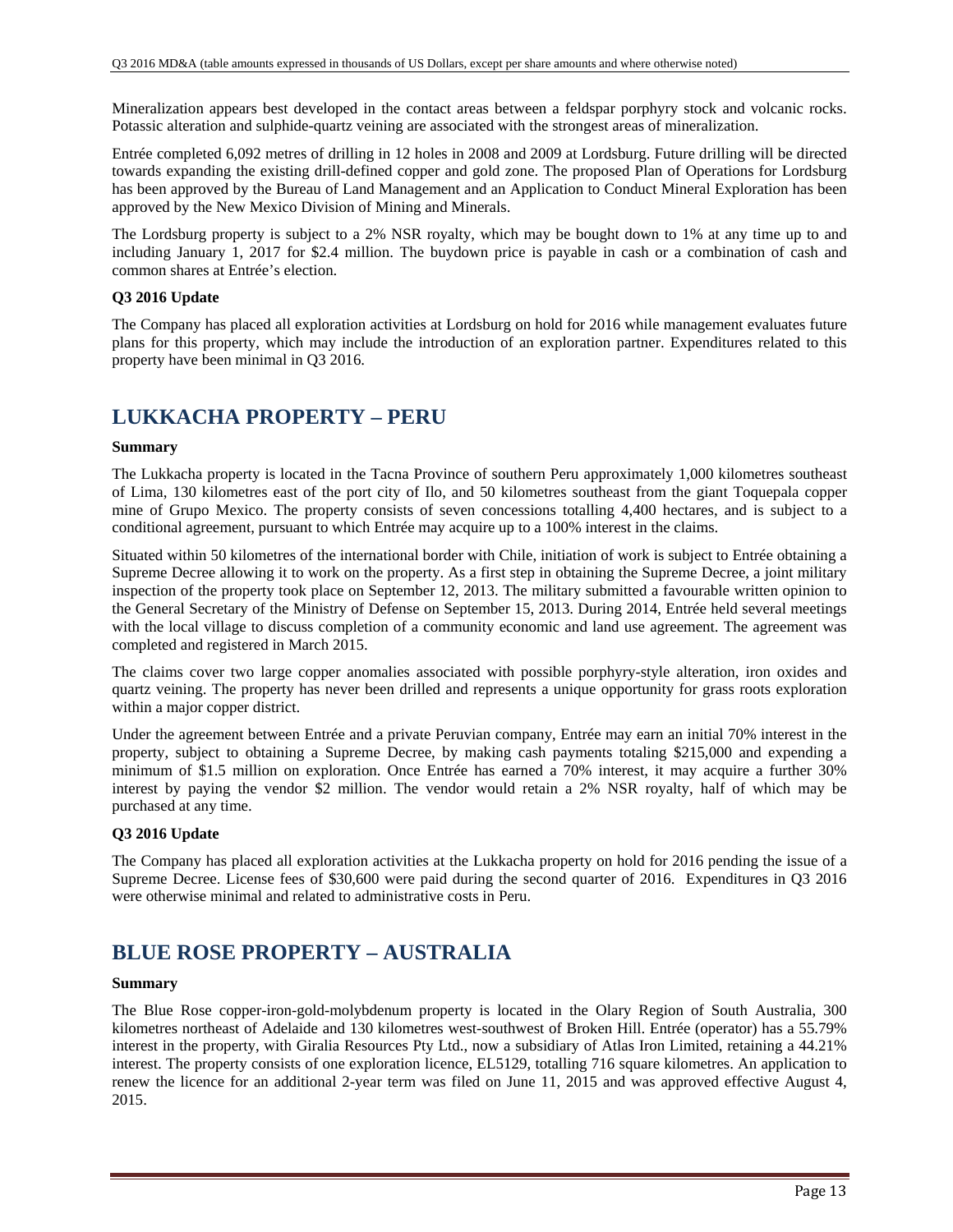Mineralization appears best developed in the contact areas between a feldspar porphyry stock and volcanic rocks. Potassic alteration and sulphide-quartz veining are associated with the strongest areas of mineralization.

Entrée completed 6,092 metres of drilling in 12 holes in 2008 and 2009 at Lordsburg. Future drilling will be directed towards expanding the existing drill-defined copper and gold zone. The proposed Plan of Operations for Lordsburg has been approved by the Bureau of Land Management and an Application to Conduct Mineral Exploration has been approved by the New Mexico Division of Mining and Minerals.

The Lordsburg property is subject to a 2% NSR royalty, which may be bought down to 1% at any time up to and including January 1, 2017 for $2.4 million. The buydown price is payable in cash or a combination of cash and common shares at Entrée's election.

**Q3 2016 Update**

The Company has placed all exploration activities at Lordsburg on hold for 2016 while management evaluates future plans for this property, which may include the introduction of an exploration partner. Expenditures related to this property have been minimal in Q3 2016.

# LUKKACHA PROPERTY – PERU

**Summary**

The Lukkacha property is located in the Tacna Province of southern Peru approximately 1,000 kilometres southeast of Lima, 130 kilometres east of the port city of Ilo, and 50 kilometres southeast from the giant Toquepala copper mine of Grupo Mexico. The property consists of seven concessions totalling 4,400 hectares, and is subject to a conditional agreement, pursuant to which Entrée may acquire up to a 100% interest in the claims.

Situated within 50 kilometres of the international border with Chile, initiation of work is subject to Entrée obtaining a Supreme Decree allowing it to work on the property. As a first step in obtaining the Supreme Decree, a joint military inspection of the property took place on September 12, 2013. The military submitted a favourable written opinion to the General Secretary of the Ministry of Defense on September 15, 2013. During 2014, Entrée held several meetings with the local village to discuss completion of a community economic and land use agreement. The agreement was completed and registered in March 2015.

The claims cover two large copper anomalies associated with possible porphyry-style alteration, iron oxides and quartz veining. The property has never been drilled and represents a unique opportunity for grass roots exploration within a major copper district.

Under the agreement between Entrée and a private Peruvian company, Entrée may earn an initial 70% interest in the property, subject to obtaining a Supreme Decree, by making cash payments totaling $215,000 and expending a minimum of $1.5 million on exploration. Once Entrée has earned a 70% interest, it may acquire a further 30% interest by paying the vendor $2 million. The vendor would retain a 2% NSR royalty, half of which may be purchased at any time.

**Q3 2016 Update**

The Company has placed all exploration activities at the Lukkacha property on hold for 2016 pending the issue of a Supreme Decree. License fees of $30,600 were paid during the second quarter of 2016. Expenditures in Q3 2016 were otherwise minimal and related to administrative costs in Peru.

# BLUE ROSE PROPERTY – AUSTRALIA

**Summary**

The Blue Rose copper-iron-gold-molybdenum property is located in the Olary Region of South Australia, 300 kilometres northeast of Adelaide and 130 kilometres west-southwest of Broken Hill. Entrée (operator) has a 55.79% interest in the property, with Giralia Resources Pty Ltd., now a subsidiary of Atlas Iron Limited, retaining a 44.21% interest. The property consists of one exploration licence, EL5129, totalling 716 square kilometres. An application to renew the licence for an additional 2-year term was filed on June 11, 2015 and was approved effective August 4, 2015.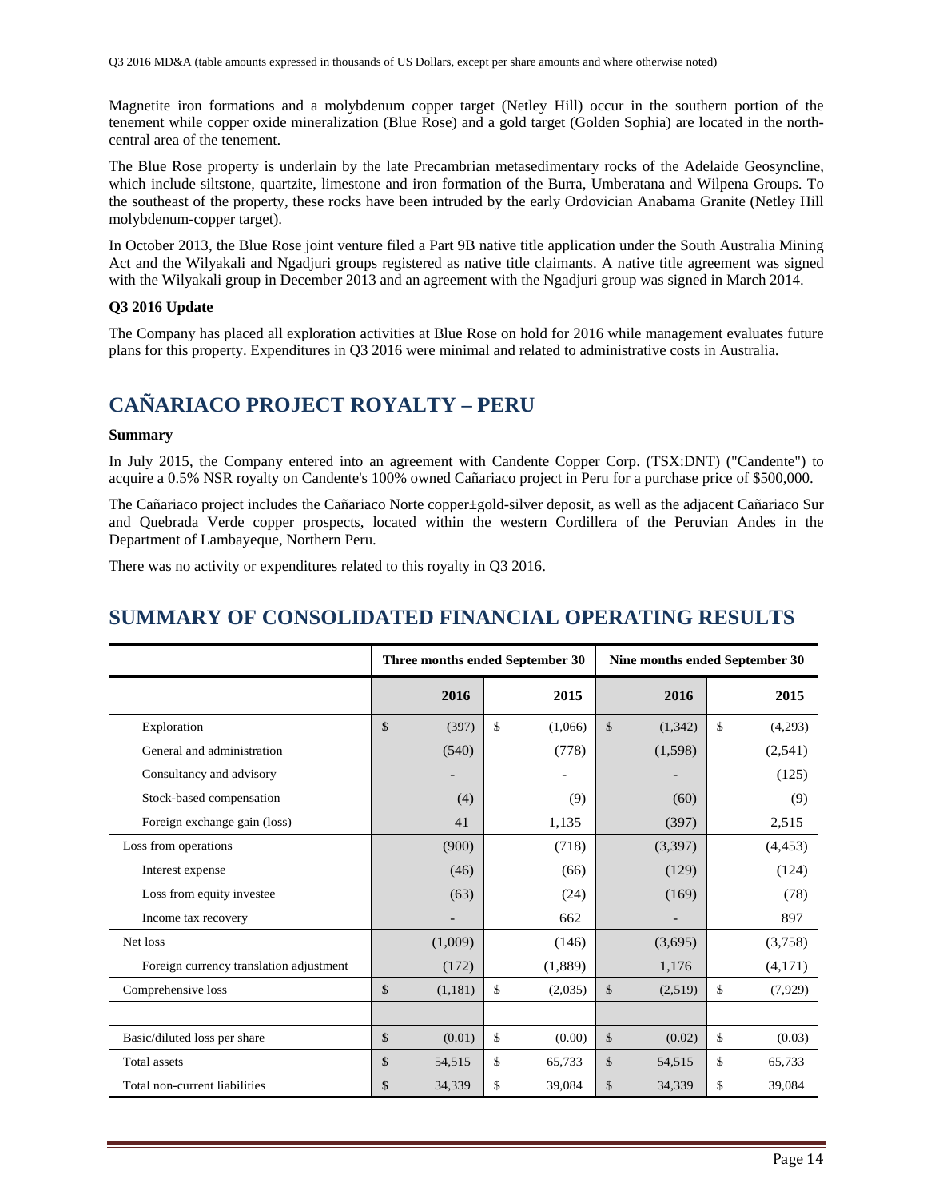Magnetite iron formations and a molybdenum copper target (Netley Hill) occur in the southern portion of the tenement while copper oxide mineralization (Blue Rose) and a gold target (Golden Sophia) are located in the north-central area of the tenement.

The Blue Rose property is underlain by the late Precambrian metasedimentary rocks of the Adelaide Geosyncline, which include siltstone, quartzite, limestone and iron formation of the Burra, Umberatana and Wilpena Groups. To the southeast of the property, these rocks have been intruded by the early Ordovician Anabama Granite (Netley Hill molybdenum-copper target).

In October 2013, the Blue Rose joint venture filed a Part 9B native title application under the South Australia Mining Act and the Wilyakali and Ngadjuri groups registered as native title claimants. A native title agreement was signed with the Wilyakali group in December 2013 and an agreement with the Ngadjuri group was signed in March 2014.

**Q3 2016 Update**

The Company has placed all exploration activities at Blue Rose on hold for 2016 while management evaluates future plans for this property. Expenditures in Q3 2016 were minimal and related to administrative costs in Australia.

# CAÑARIACO PROJECT ROYALTY – PERU

**Summary**

In July 2015, the Company entered into an agreement with Candente Copper Corp. (TSX:DNT) ("Candente") to acquire a 0.5% NSR royalty on Candente's 100% owned Cañariaco project in Peru for a purchase price of $500,000.

The Cañariaco project includes the Cañariaco Norte copper±gold-silver deposit, as well as the adjacent Cañariaco Sur and Quebrada Verde copper prospects, located within the western Cordillera of the Peruvian Andes in the Department of Lambayeque, Northern Peru.

There was no activity or expenditures related to this royalty in Q3 2016.

# SUMMARY OF CONSOLIDATED FINANCIAL OPERATING RESULTS

| | Three months ended September 30 | | Nine months ended September 30 | |
|---|---|---|---|---|
| | 2016 | 2015 | 2016 | 2015 |
| Exploration | $ (397) | $ (1,066) | $ (1,342) | $ (4,293) |
| General and administration | (540) | (778) | (1,598) | (2,541) |
| Consultancy and advisory | - | - | - | (125) |
| Stock-based compensation | (4) | (9) | (60) | (9) |
| Foreign exchange gain (loss) | 41 | 1,135 | (397) | 2,515 |
| Loss from operations | (900) | (718) | (3,397) | (4,453) |
| Interest expense | (46) | (66) | (129) | (124) |
| Loss from equity investee | (63) | (24) | (169) | (78) |
| Income tax recovery | - | 662 | - | 897 |
| Net loss | (1,009) | (146) | (3,695) | (3,758) |
| Foreign currency translation adjustment | (172) | (1,889) | 1,176 | (4,171) |
| Comprehensive loss | $ (1,181) | $ (2,035) | $ (2,519) | $ (7,929) |
| | | | | |
| Basic/diluted loss per share | $ (0.01) | $ (0.00) | $ (0.02) | $ (0.03) |
| Total assets | $ 54,515 | $ 65,733 | $ 54,515 | $ 65,733 |
| Total non-current liabilities | $ 34,339 | $ 39,084 | $ 34,339 | $ 39,084 |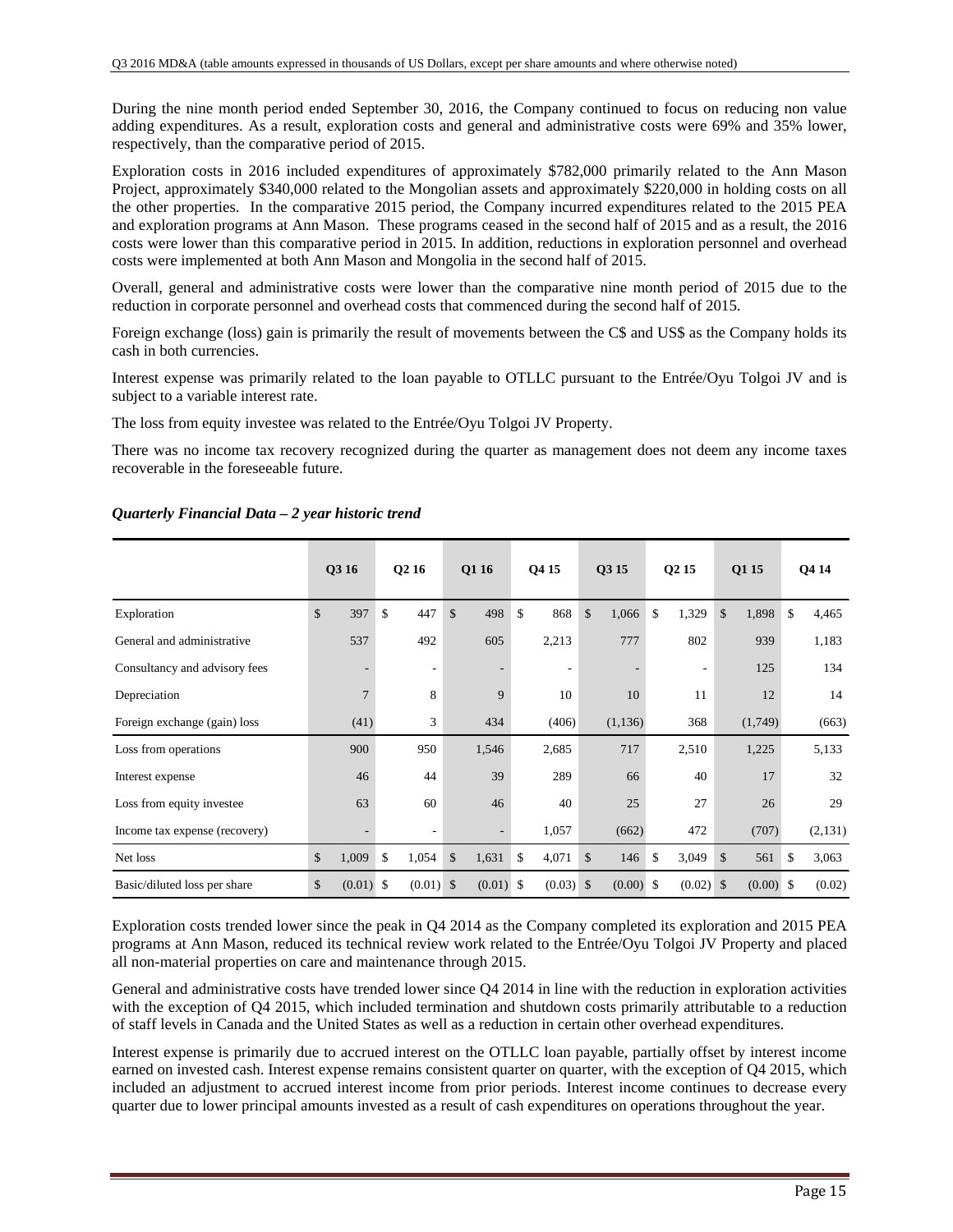During the nine month period ended September 30, 2016, the Company continued to focus on reducing non value adding expenditures. As a result, exploration costs and general and administrative costs were 69% and 35% lower, respectively, than the comparative period of 2015.

Exploration costs in 2016 included expenditures of approximately $782,000 primarily related to the Ann Mason Project, approximately $340,000 related to the Mongolian assets and approximately $220,000 in holding costs on all the other properties. In the comparative 2015 period, the Company incurred expenditures related to the 2015 PEA and exploration programs at Ann Mason. These programs ceased in the second half of 2015 and as a result, the 2016 costs were lower than this comparative period in 2015. In addition, reductions in exploration personnel and overhead costs were implemented at both Ann Mason and Mongolia in the second half of 2015.

Overall, general and administrative costs were lower than the comparative nine month period of 2015 due to the reduction in corporate personnel and overhead costs that commenced during the second half of 2015.

Foreign exchange (loss) gain is primarily the result of movements between the C$ and US$ as the Company holds its cash in both currencies.

Interest expense was primarily related to the loan payable to OTLLC pursuant to the Entrée/Oyu Tolgoi JV and is subject to a variable interest rate.

The loss from equity investee was related to the Entrée/Oyu Tolgoi JV Property.

There was no income tax recovery recognized during the quarter as management does not deem any income taxes recoverable in the foreseeable future.

***Quarterly Financial Data – 2 year historic trend***

| | Q3 16 | Q2 16 | Q1 16 | Q4 15 | Q3 15 | Q2 15 | Q1 15 | Q4 14 |
|---|---|---|---|---|---|---|---|---|
| Exploration | $ 397 | $ 447 | $ 498 | $ 868 | $ 1,066 | $ 1,329 | $ 1,898 | $ 4,465 |
| General and administrative | 537 | 492 | 605 | 2,213 | 777 | 802 | 939 | 1,183 |
| Consultancy and advisory fees | - | - | - | - | - | - | 125 | 134 |
| Depreciation | 7 | 8 | 9 | 10 | 10 | 11 | 12 | 14 |
| Foreign exchange (gain) loss | (41) | 3 | 434 | (406) | (1,136) | 368 | (1,749) | (663) |
| Loss from operations | 900 | 950 | 1,546 | 2,685 | 717 | 2,510 | 1,225 | 5,133 |
| Interest expense | 46 | 44 | 39 | 289 | 66 | 40 | 17 | 32 |
| Loss from equity investee | 63 | 60 | 46 | 40 | 25 | 27 | 26 | 29 |
| Income tax expense (recovery) | - | - | - | 1,057 | (662) | 472 | (707) | (2,131) |
| Net loss | $ 1,009 | $ 1,054 | $ 1,631 | $ 4,071 | $ 146 | $ 3,049 | $ 561 | $ 3,063 |
| Basic/diluted loss per share | $ (0.01) | $ (0.01) | $ (0.01) | $ (0.03) | $ (0.00) | $ (0.02) | $ (0.00) | $ (0.02) |

Exploration costs trended lower since the peak in Q4 2014 as the Company completed its exploration and 2015 PEA programs at Ann Mason, reduced its technical review work related to the Entrée/Oyu Tolgoi JV Property and placed all non-material properties on care and maintenance through 2015.

General and administrative costs have trended lower since Q4 2014 in line with the reduction in exploration activities with the exception of Q4 2015, which included termination and shutdown costs primarily attributable to a reduction of staff levels in Canada and the United States as well as a reduction in certain other overhead expenditures.

Interest expense is primarily due to accrued interest on the OTLLC loan payable, partially offset by interest income earned on invested cash. Interest expense remains consistent quarter on quarter, with the exception of Q4 2015, which included an adjustment to accrued interest income from prior periods. Interest income continues to decrease every quarter due to lower principal amounts invested as a result of cash expenditures on operations throughout the year.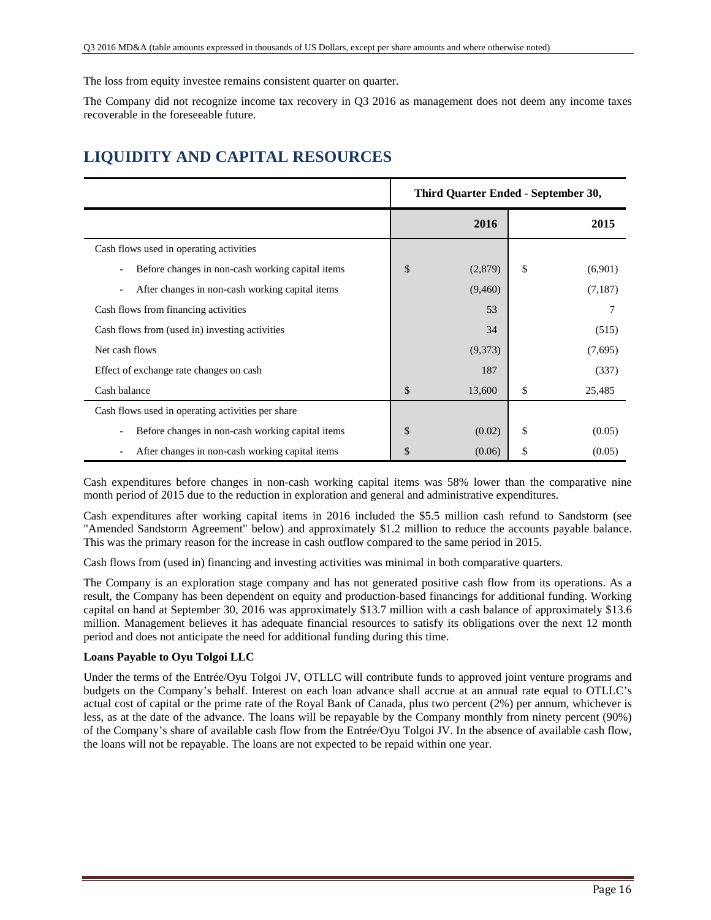The loss from equity investee remains consistent quarter on quarter.

The Company did not recognize income tax recovery in Q3 2016 as management does not deem any income taxes recoverable in the foreseeable future.

# LIQUIDITY AND CAPITAL RESOURCES

| | Third Quarter Ended - September 30, | |
|---|---|---|
| | 2016 | 2015 |
| Cash flows used in operating activities | | |
| - Before changes in non-cash working capital items | $ (2,879) | $ (6,901) |
| - After changes in non-cash working capital items | (9,460) | (7,187) |
| Cash flows from financing activities | 53 | 7 |
| Cash flows from (used in) investing activities | 34 | (515) |
| Net cash flows | (9,373) | (7,695) |
| Effect of exchange rate changes on cash | 187 | (337) |
| Cash balance | $ 13,600 | $ 25,485 |
| Cash flows used in operating activities per share | | |
| - Before changes in non-cash working capital items | $ (0.02) | $ (0.05) |
| - After changes in non-cash working capital items | $ (0.06) | $ (0.05) |

Cash expenditures before changes in non-cash working capital items was 58% lower than the comparative nine month period of 2015 due to the reduction in exploration and general and administrative expenditures.

Cash expenditures after working capital items in 2016 included the $5.5 million cash refund to Sandstorm (see "Amended Sandstorm Agreement" below) and approximately $1.2 million to reduce the accounts payable balance. This was the primary reason for the increase in cash outflow compared to the same period in 2015.

Cash flows from (used in) financing and investing activities was minimal in both comparative quarters.

The Company is an exploration stage company and has not generated positive cash flow from its operations. As a result, the Company has been dependent on equity and production-based financings for additional funding. Working capital on hand at September 30, 2016 was approximately $13.7 million with a cash balance of approximately $13.6 million. Management believes it has adequate financial resources to satisfy its obligations over the next 12 month period and does not anticipate the need for additional funding during this time.

**Loans Payable to Oyu Tolgoi LLC**

Under the terms of the Entrée/Oyu Tolgoi JV, OTLLC will contribute funds to approved joint venture programs and budgets on the Company's behalf. Interest on each loan advance shall accrue at an annual rate equal to OTLLC's actual cost of capital or the prime rate of the Royal Bank of Canada, plus two percent (2%) per annum, whichever is less, as at the date of the advance. The loans will be repayable by the Company monthly from ninety percent (90%) of the Company's share of available cash flow from the Entrée/Oyu Tolgoi JV. In the absence of available cash flow, the loans will not be repayable. The loans are not expected to be repaid within one year.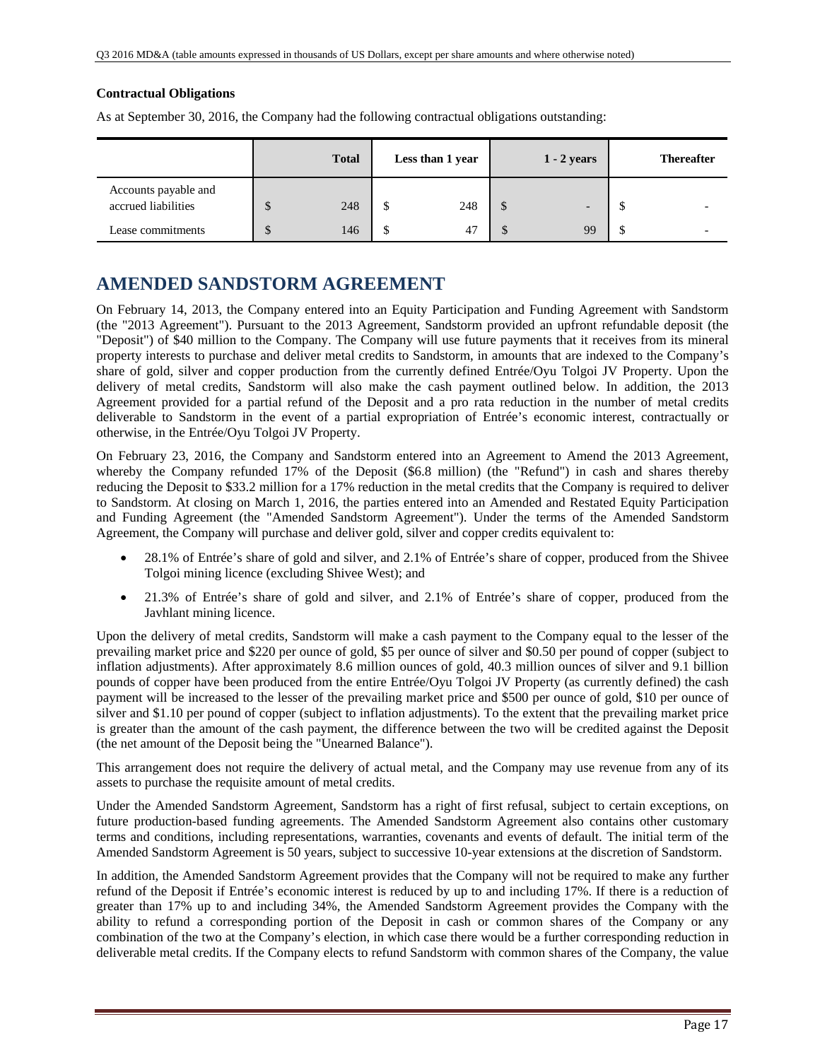### Contractual Obligations

As at September 30, 2016, the Company had the following contractual obligations outstanding:

| | Total | Less than 1 year | 1 - 2 years | Thereafter |
|---|---|---|---|---|
| Accounts payable and accrued liabilities | $ 248 | $ 248 | $ - | $ - |
| Lease commitments | $ 146 | $ 47 | $ 99 | $ - |

# AMENDED SANDSTORM AGREEMENT

On February 14, 2013, the Company entered into an Equity Participation and Funding Agreement with Sandstorm (the "2013 Agreement"). Pursuant to the 2013 Agreement, Sandstorm provided an upfront refundable deposit (the "Deposit") of $40 million to the Company. The Company will use future payments that it receives from its mineral property interests to purchase and deliver metal credits to Sandstorm, in amounts that are indexed to the Company's share of gold, silver and copper production from the currently defined Entrée/Oyu Tolgoi JV Property. Upon the delivery of metal credits, Sandstorm will also make the cash payment outlined below. In addition, the 2013 Agreement provided for a partial refund of the Deposit and a pro rata reduction in the number of metal credits deliverable to Sandstorm in the event of a partial expropriation of Entrée's economic interest, contractually or otherwise, in the Entrée/Oyu Tolgoi JV Property.

On February 23, 2016, the Company and Sandstorm entered into an Agreement to Amend the 2013 Agreement, whereby the Company refunded 17% of the Deposit ($6.8 million) (the "Refund") in cash and shares thereby reducing the Deposit to $33.2 million for a 17% reduction in the metal credits that the Company is required to deliver to Sandstorm. At closing on March 1, 2016, the parties entered into an Amended and Restated Equity Participation and Funding Agreement (the "Amended Sandstorm Agreement"). Under the terms of the Amended Sandstorm Agreement, the Company will purchase and deliver gold, silver and copper credits equivalent to:

- 28.1% of Entrée's share of gold and silver, and 2.1% of Entrée's share of copper, produced from the Shivee Tolgoi mining licence (excluding Shivee West); and
- 21.3% of Entrée's share of gold and silver, and 2.1% of Entrée's share of copper, produced from the Javhlant mining licence.

Upon the delivery of metal credits, Sandstorm will make a cash payment to the Company equal to the lesser of the prevailing market price and $220 per ounce of gold, $5 per ounce of silver and $0.50 per pound of copper (subject to inflation adjustments). After approximately 8.6 million ounces of gold, 40.3 million ounces of silver and 9.1 billion pounds of copper have been produced from the entire Entrée/Oyu Tolgoi JV Property (as currently defined) the cash payment will be increased to the lesser of the prevailing market price and $500 per ounce of gold, $10 per ounce of silver and $1.10 per pound of copper (subject to inflation adjustments). To the extent that the prevailing market price is greater than the amount of the cash payment, the difference between the two will be credited against the Deposit (the net amount of the Deposit being the "Unearned Balance").

This arrangement does not require the delivery of actual metal, and the Company may use revenue from any of its assets to purchase the requisite amount of metal credits.

Under the Amended Sandstorm Agreement, Sandstorm has a right of first refusal, subject to certain exceptions, on future production-based funding agreements. The Amended Sandstorm Agreement also contains other customary terms and conditions, including representations, warranties, covenants and events of default. The initial term of the Amended Sandstorm Agreement is 50 years, subject to successive 10-year extensions at the discretion of Sandstorm.

In addition, the Amended Sandstorm Agreement provides that the Company will not be required to make any further refund of the Deposit if Entrée's economic interest is reduced by up to and including 17%. If there is a reduction of greater than 17% up to and including 34%, the Amended Sandstorm Agreement provides the Company with the ability to refund a corresponding portion of the Deposit in cash or common shares of the Company or any combination of the two at the Company's election, in which case there would be a further corresponding reduction in deliverable metal credits. If the Company elects to refund Sandstorm with common shares of the Company, the value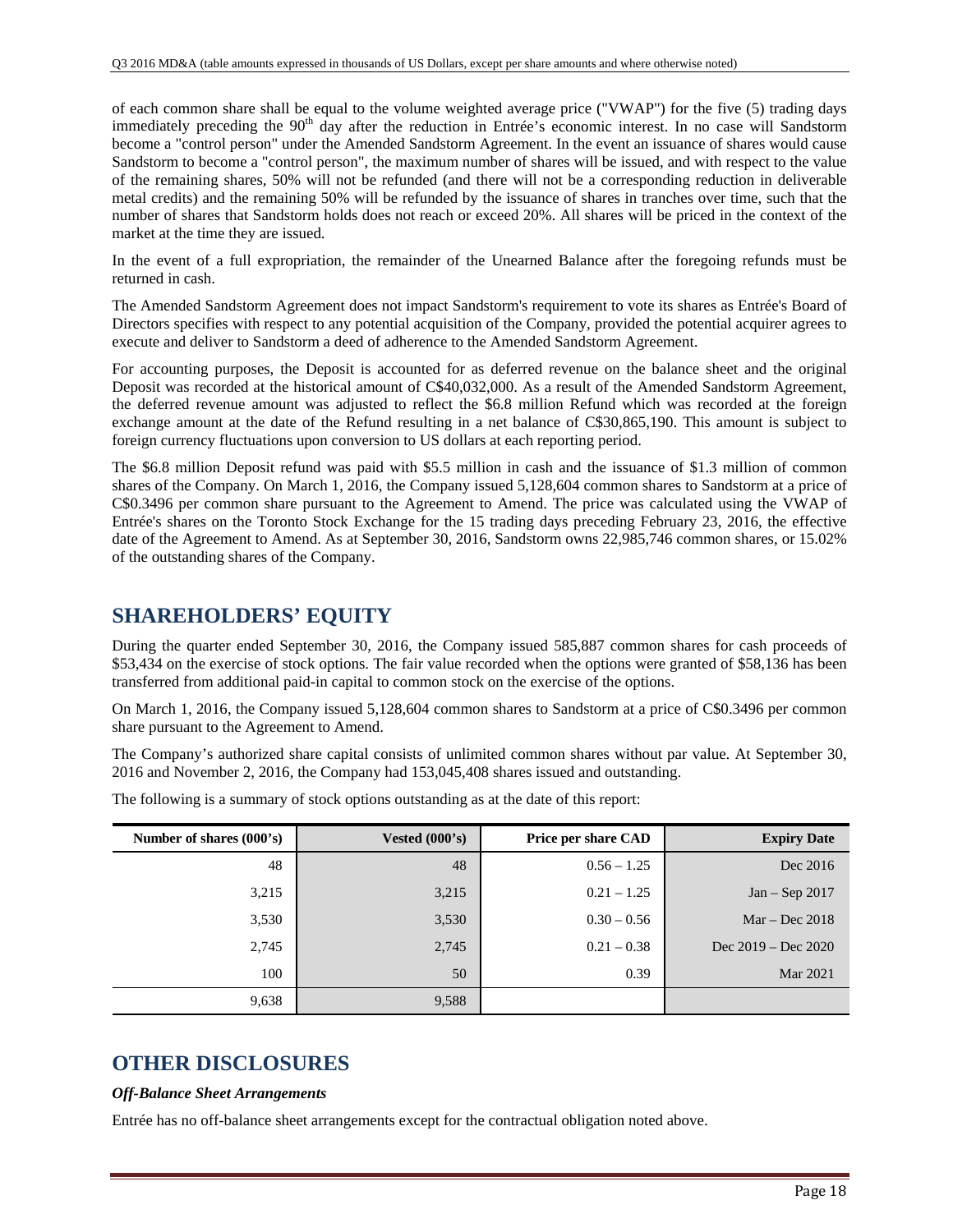of each common share shall be equal to the volume weighted average price ("VWAP") for the five (5) trading days immediately preceding the 90th day after the reduction in Entrée's economic interest. In no case will Sandstorm become a "control person" under the Amended Sandstorm Agreement. In the event an issuance of shares would cause Sandstorm to become a "control person", the maximum number of shares will be issued, and with respect to the value of the remaining shares, 50% will not be refunded (and there will not be a corresponding reduction in deliverable metal credits) and the remaining 50% will be refunded by the issuance of shares in tranches over time, such that the number of shares that Sandstorm holds does not reach or exceed 20%. All shares will be priced in the context of the market at the time they are issued.

In the event of a full expropriation, the remainder of the Unearned Balance after the foregoing refunds must be returned in cash.

The Amended Sandstorm Agreement does not impact Sandstorm's requirement to vote its shares as Entrée's Board of Directors specifies with respect to any potential acquisition of the Company, provided the potential acquirer agrees to execute and deliver to Sandstorm a deed of adherence to the Amended Sandstorm Agreement.

For accounting purposes, the Deposit is accounted for as deferred revenue on the balance sheet and the original Deposit was recorded at the historical amount of C$40,032,000. As a result of the Amended Sandstorm Agreement, the deferred revenue amount was adjusted to reflect the $6.8 million Refund which was recorded at the foreign exchange amount at the date of the Refund resulting in a net balance of C$30,865,190. This amount is subject to foreign currency fluctuations upon conversion to US dollars at each reporting period.

The $6.8 million Deposit refund was paid with $5.5 million in cash and the issuance of $1.3 million of common shares of the Company. On March 1, 2016, the Company issued 5,128,604 common shares to Sandstorm at a price of C$0.3496 per common share pursuant to the Agreement to Amend. The price was calculated using the VWAP of Entrée's shares on the Toronto Stock Exchange for the 15 trading days preceding February 23, 2016, the effective date of the Agreement to Amend. As at September 30, 2016, Sandstorm owns 22,985,746 common shares, or 15.02% of the outstanding shares of the Company.

# SHAREHOLDERS' EQUITY

During the quarter ended September 30, 2016, the Company issued 585,887 common shares for cash proceeds of $53,434 on the exercise of stock options. The fair value recorded when the options were granted of $58,136 has been transferred from additional paid-in capital to common stock on the exercise of the options.

On March 1, 2016, the Company issued 5,128,604 common shares to Sandstorm at a price of C$0.3496 per common share pursuant to the Agreement to Amend.

The Company's authorized share capital consists of unlimited common shares without par value. At September 30, 2016 and November 2, 2016, the Company had 153,045,408 shares issued and outstanding.

The following is a summary of stock options outstanding as at the date of this report:

| Number of shares (000's) | Vested (000's) | Price per share CAD | Expiry Date |
|---|---|---|---|
| 48 | 48 | 0.56 – 1.25 | Dec 2016 |
| 3,215 | 3,215 | 0.21 – 1.25 | Jan – Sep 2017 |
| 3,530 | 3,530 | 0.30 – 0.56 | Mar – Dec 2018 |
| 2,745 | 2,745 | 0.21 – 0.38 | Dec 2019 – Dec 2020 |
| 100 | 50 | 0.39 | Mar 2021 |
| 9,638 | 9,588 | | |

# OTHER DISCLOSURES

***Off-Balance Sheet Arrangements***

Entrée has no off-balance sheet arrangements except for the contractual obligation noted above.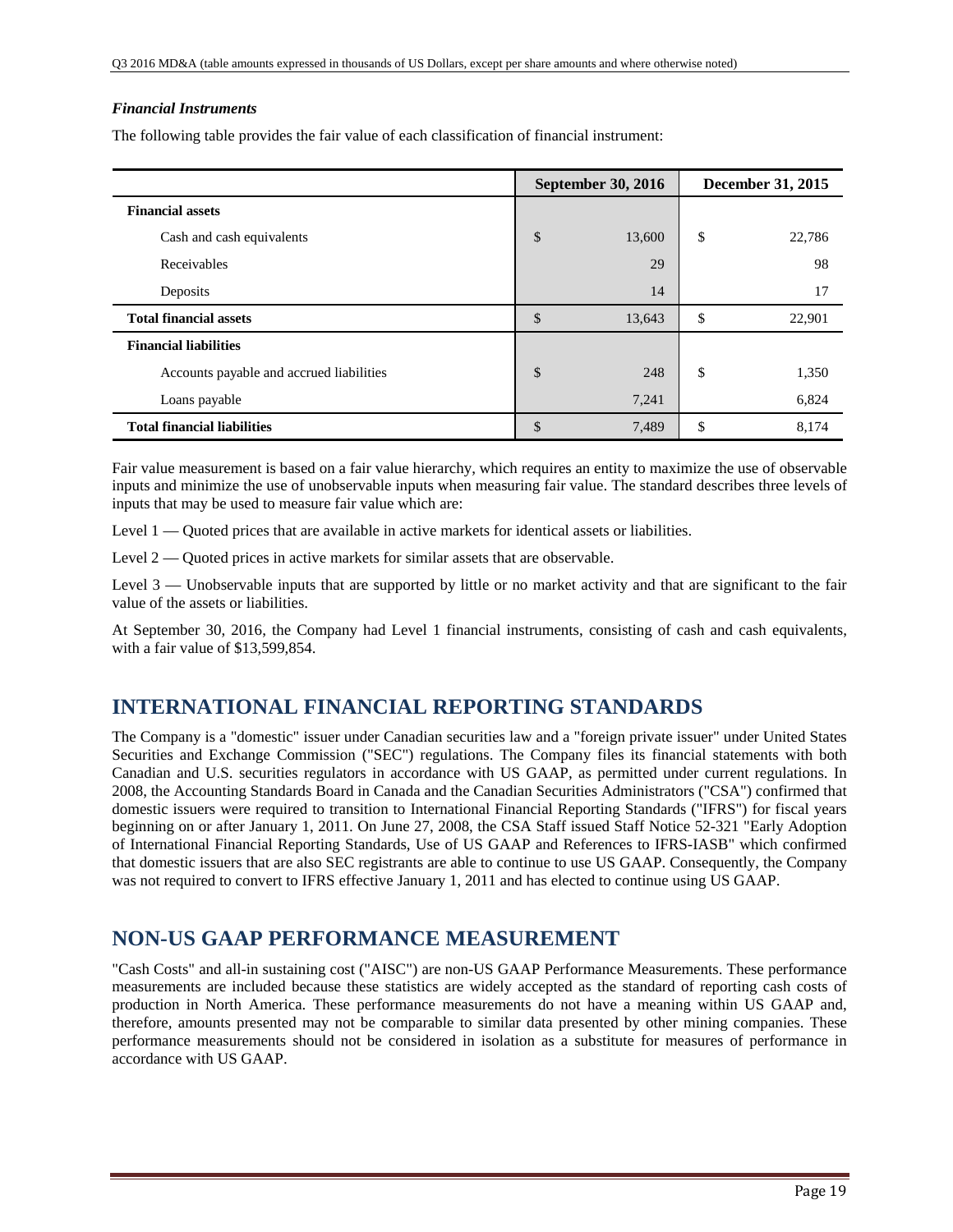### *Financial Instruments*

The following table provides the fair value of each classification of financial instrument:

| | September 30, 2016 | December 31, 2015 |
|---|---|---|
| **Financial assets** | | |
| Cash and cash equivalents | $ 13,600 | $ 22,786 |
| Receivables | 29 | 98 |
| Deposits | 14 | 17 |
| **Total financial assets** | $ 13,643 | $ 22,901 |
| **Financial liabilities** | | |
| Accounts payable and accrued liabilities | $ 248 | $ 1,350 |
| Loans payable | 7,241 | 6,824 |
| **Total financial liabilities** | $ 7,489 | $ 8,174 |

Fair value measurement is based on a fair value hierarchy, which requires an entity to maximize the use of observable inputs and minimize the use of unobservable inputs when measuring fair value. The standard describes three levels of inputs that may be used to measure fair value which are:

Level 1 — Quoted prices that are available in active markets for identical assets or liabilities.

Level 2 — Quoted prices in active markets for similar assets that are observable.

Level 3 — Unobservable inputs that are supported by little or no market activity and that are significant to the fair value of the assets or liabilities.

At September 30, 2016, the Company had Level 1 financial instruments, consisting of cash and cash equivalents, with a fair value of $13,599,854.

## INTERNATIONAL FINANCIAL REPORTING STANDARDS

The Company is a "domestic" issuer under Canadian securities law and a "foreign private issuer" under United States Securities and Exchange Commission ("SEC") regulations. The Company files its financial statements with both Canadian and U.S. securities regulators in accordance with US GAAP, as permitted under current regulations. In 2008, the Accounting Standards Board in Canada and the Canadian Securities Administrators ("CSA") confirmed that domestic issuers were required to transition to International Financial Reporting Standards ("IFRS") for fiscal years beginning on or after January 1, 2011. On June 27, 2008, the CSA Staff issued Staff Notice 52-321 "Early Adoption of International Financial Reporting Standards, Use of US GAAP and References to IFRS-IASB" which confirmed that domestic issuers that are also SEC registrants are able to continue to use US GAAP. Consequently, the Company was not required to convert to IFRS effective January 1, 2011 and has elected to continue using US GAAP.

## NON-US GAAP PERFORMANCE MEASUREMENT

"Cash Costs" and all-in sustaining cost ("AISC") are non-US GAAP Performance Measurements. These performance measurements are included because these statistics are widely accepted as the standard of reporting cash costs of production in North America. These performance measurements do not have a meaning within US GAAP and, therefore, amounts presented may not be comparable to similar data presented by other mining companies. These performance measurements should not be considered in isolation as a substitute for measures of performance in accordance with US GAAP.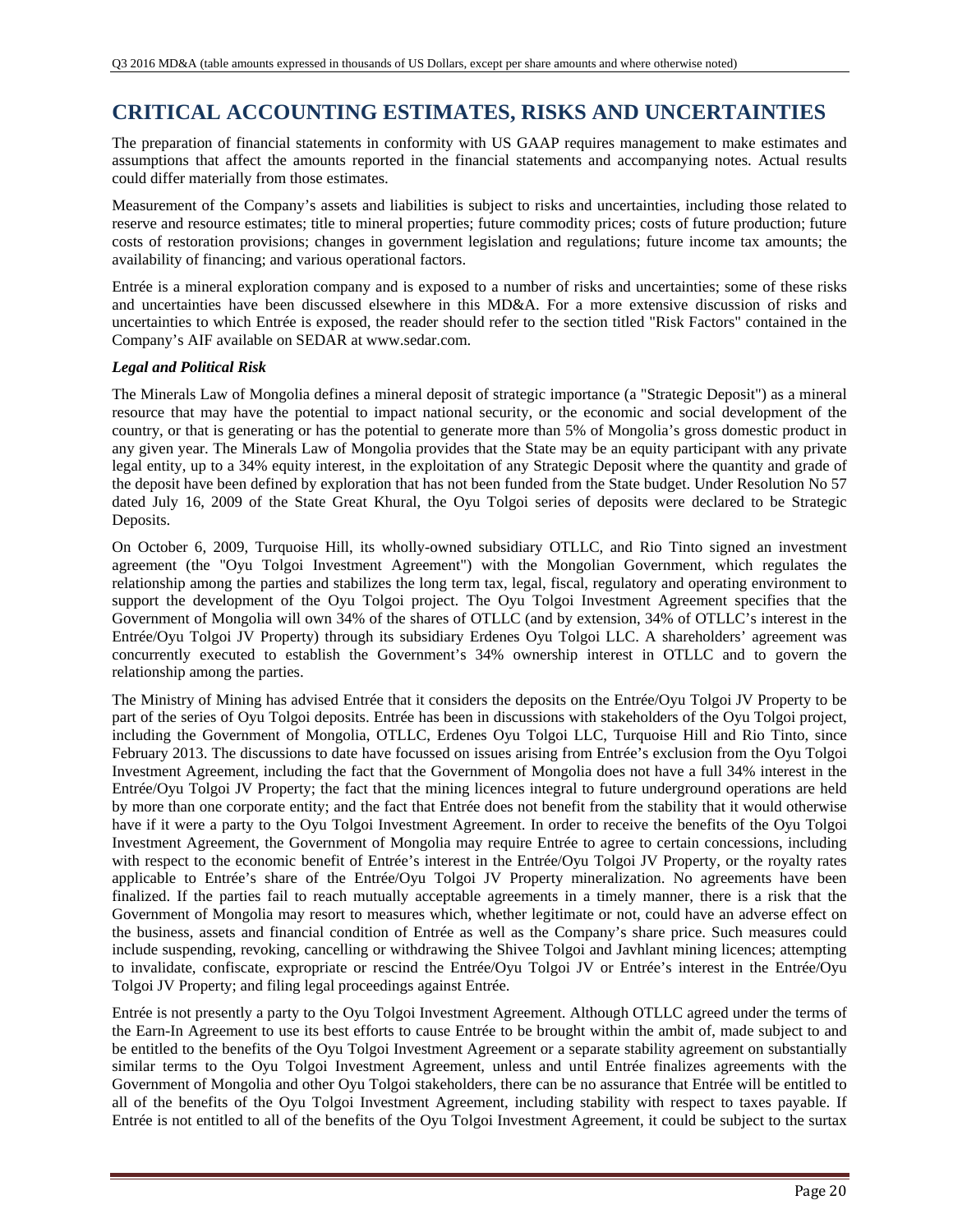# CRITICAL ACCOUNTING ESTIMATES, RISKS AND UNCERTAINTIES

The preparation of financial statements in conformity with US GAAP requires management to make estimates and assumptions that affect the amounts reported in the financial statements and accompanying notes. Actual results could differ materially from those estimates.

Measurement of the Company's assets and liabilities is subject to risks and uncertainties, including those related to reserve and resource estimates; title to mineral properties; future commodity prices; costs of future production; future costs of restoration provisions; changes in government legislation and regulations; future income tax amounts; the availability of financing; and various operational factors.

Entrée is a mineral exploration company and is exposed to a number of risks and uncertainties; some of these risks and uncertainties have been discussed elsewhere in this MD&A. For a more extensive discussion of risks and uncertainties to which Entrée is exposed, the reader should refer to the section titled "Risk Factors" contained in the Company's AIF available on SEDAR at www.sedar.com.

***Legal and Political Risk***

The Minerals Law of Mongolia defines a mineral deposit of strategic importance (a "Strategic Deposit") as a mineral resource that may have the potential to impact national security, or the economic and social development of the country, or that is generating or has the potential to generate more than 5% of Mongolia's gross domestic product in any given year. The Minerals Law of Mongolia provides that the State may be an equity participant with any private legal entity, up to a 34% equity interest, in the exploitation of any Strategic Deposit where the quantity and grade of the deposit have been defined by exploration that has not been funded from the State budget. Under Resolution No 57 dated July 16, 2009 of the State Great Khural, the Oyu Tolgoi series of deposits were declared to be Strategic Deposits.

On October 6, 2009, Turquoise Hill, its wholly-owned subsidiary OTLLC, and Rio Tinto signed an investment agreement (the "Oyu Tolgoi Investment Agreement") with the Mongolian Government, which regulates the relationship among the parties and stabilizes the long term tax, legal, fiscal, regulatory and operating environment to support the development of the Oyu Tolgoi project. The Oyu Tolgoi Investment Agreement specifies that the Government of Mongolia will own 34% of the shares of OTLLC (and by extension, 34% of OTLLC's interest in the Entrée/Oyu Tolgoi JV Property) through its subsidiary Erdenes Oyu Tolgoi LLC. A shareholders' agreement was concurrently executed to establish the Government's 34% ownership interest in OTLLC and to govern the relationship among the parties.

The Ministry of Mining has advised Entrée that it considers the deposits on the Entrée/Oyu Tolgoi JV Property to be part of the series of Oyu Tolgoi deposits. Entrée has been in discussions with stakeholders of the Oyu Tolgoi project, including the Government of Mongolia, OTLLC, Erdenes Oyu Tolgoi LLC, Turquoise Hill and Rio Tinto, since February 2013. The discussions to date have focussed on issues arising from Entrée's exclusion from the Oyu Tolgoi Investment Agreement, including the fact that the Government of Mongolia does not have a full 34% interest in the Entrée/Oyu Tolgoi JV Property; the fact that the mining licences integral to future underground operations are held by more than one corporate entity; and the fact that Entrée does not benefit from the stability that it would otherwise have if it were a party to the Oyu Tolgoi Investment Agreement. In order to receive the benefits of the Oyu Tolgoi Investment Agreement, the Government of Mongolia may require Entrée to agree to certain concessions, including with respect to the economic benefit of Entrée's interest in the Entrée/Oyu Tolgoi JV Property, or the royalty rates applicable to Entrée's share of the Entrée/Oyu Tolgoi JV Property mineralization. No agreements have been finalized. If the parties fail to reach mutually acceptable agreements in a timely manner, there is a risk that the Government of Mongolia may resort to measures which, whether legitimate or not, could have an adverse effect on the business, assets and financial condition of Entrée as well as the Company's share price. Such measures could include suspending, revoking, cancelling or withdrawing the Shivee Tolgoi and Javhlant mining licences; attempting to invalidate, confiscate, expropriate or rescind the Entrée/Oyu Tolgoi JV or Entrée's interest in the Entrée/Oyu Tolgoi JV Property; and filing legal proceedings against Entrée.

Entrée is not presently a party to the Oyu Tolgoi Investment Agreement. Although OTLLC agreed under the terms of the Earn-In Agreement to use its best efforts to cause Entrée to be brought within the ambit of, made subject to and be entitled to the benefits of the Oyu Tolgoi Investment Agreement or a separate stability agreement on substantially similar terms to the Oyu Tolgoi Investment Agreement, unless and until Entrée finalizes agreements with the Government of Mongolia and other Oyu Tolgoi stakeholders, there can be no assurance that Entrée will be entitled to all of the benefits of the Oyu Tolgoi Investment Agreement, including stability with respect to taxes payable. If Entrée is not entitled to all of the benefits of the Oyu Tolgoi Investment Agreement, it could be subject to the surtax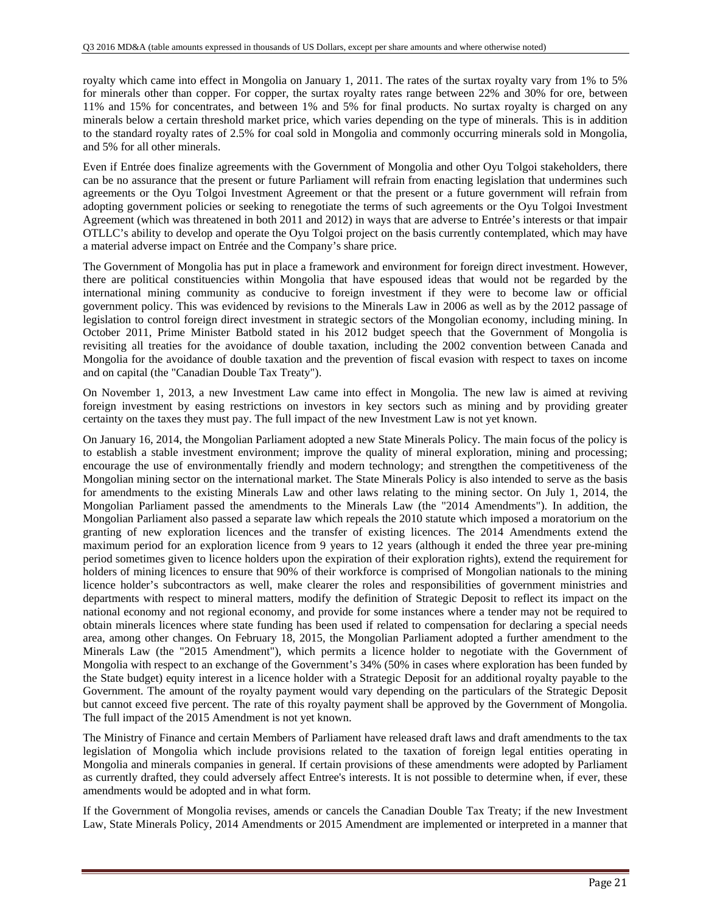royalty which came into effect in Mongolia on January 1, 2011. The rates of the surtax royalty vary from 1% to 5% for minerals other than copper. For copper, the surtax royalty rates range between 22% and 30% for ore, between 11% and 15% for concentrates, and between 1% and 5% for final products. No surtax royalty is charged on any minerals below a certain threshold market price, which varies depending on the type of minerals. This is in addition to the standard royalty rates of 2.5% for coal sold in Mongolia and commonly occurring minerals sold in Mongolia, and 5% for all other minerals.

Even if Entrée does finalize agreements with the Government of Mongolia and other Oyu Tolgoi stakeholders, there can be no assurance that the present or future Parliament will refrain from enacting legislation that undermines such agreements or the Oyu Tolgoi Investment Agreement or that the present or a future government will refrain from adopting government policies or seeking to renegotiate the terms of such agreements or the Oyu Tolgoi Investment Agreement (which was threatened in both 2011 and 2012) in ways that are adverse to Entrée's interests or that impair OTLLC's ability to develop and operate the Oyu Tolgoi project on the basis currently contemplated, which may have a material adverse impact on Entrée and the Company's share price.

The Government of Mongolia has put in place a framework and environment for foreign direct investment. However, there are political constituencies within Mongolia that have espoused ideas that would not be regarded by the international mining community as conducive to foreign investment if they were to become law or official government policy. This was evidenced by revisions to the Minerals Law in 2006 as well as by the 2012 passage of legislation to control foreign direct investment in strategic sectors of the Mongolian economy, including mining. In October 2011, Prime Minister Batbold stated in his 2012 budget speech that the Government of Mongolia is revisiting all treaties for the avoidance of double taxation, including the 2002 convention between Canada and Mongolia for the avoidance of double taxation and the prevention of fiscal evasion with respect to taxes on income and on capital (the "Canadian Double Tax Treaty").

On November 1, 2013, a new Investment Law came into effect in Mongolia. The new law is aimed at reviving foreign investment by easing restrictions on investors in key sectors such as mining and by providing greater certainty on the taxes they must pay. The full impact of the new Investment Law is not yet known.

On January 16, 2014, the Mongolian Parliament adopted a new State Minerals Policy. The main focus of the policy is to establish a stable investment environment; improve the quality of mineral exploration, mining and processing; encourage the use of environmentally friendly and modern technology; and strengthen the competitiveness of the Mongolian mining sector on the international market. The State Minerals Policy is also intended to serve as the basis for amendments to the existing Minerals Law and other laws relating to the mining sector. On July 1, 2014, the Mongolian Parliament passed the amendments to the Minerals Law (the "2014 Amendments"). In addition, the Mongolian Parliament also passed a separate law which repeals the 2010 statute which imposed a moratorium on the granting of new exploration licences and the transfer of existing licences. The 2014 Amendments extend the maximum period for an exploration licence from 9 years to 12 years (although it ended the three year pre-mining period sometimes given to licence holders upon the expiration of their exploration rights), extend the requirement for holders of mining licences to ensure that 90% of their workforce is comprised of Mongolian nationals to the mining licence holder's subcontractors as well, make clearer the roles and responsibilities of government ministries and departments with respect to mineral matters, modify the definition of Strategic Deposit to reflect its impact on the national economy and not regional economy, and provide for some instances where a tender may not be required to obtain minerals licences where state funding has been used if related to compensation for declaring a special needs area, among other changes. On February 18, 2015, the Mongolian Parliament adopted a further amendment to the Minerals Law (the "2015 Amendment"), which permits a licence holder to negotiate with the Government of Mongolia with respect to an exchange of the Government's 34% (50% in cases where exploration has been funded by the State budget) equity interest in a licence holder with a Strategic Deposit for an additional royalty payable to the Government. The amount of the royalty payment would vary depending on the particulars of the Strategic Deposit but cannot exceed five percent. The rate of this royalty payment shall be approved by the Government of Mongolia. The full impact of the 2015 Amendment is not yet known.

The Ministry of Finance and certain Members of Parliament have released draft laws and draft amendments to the tax legislation of Mongolia which include provisions related to the taxation of foreign legal entities operating in Mongolia and minerals companies in general. If certain provisions of these amendments were adopted by Parliament as currently drafted, they could adversely affect Entree's interests. It is not possible to determine when, if ever, these amendments would be adopted and in what form.

If the Government of Mongolia revises, amends or cancels the Canadian Double Tax Treaty; if the new Investment Law, State Minerals Policy, 2014 Amendments or 2015 Amendment are implemented or interpreted in a manner that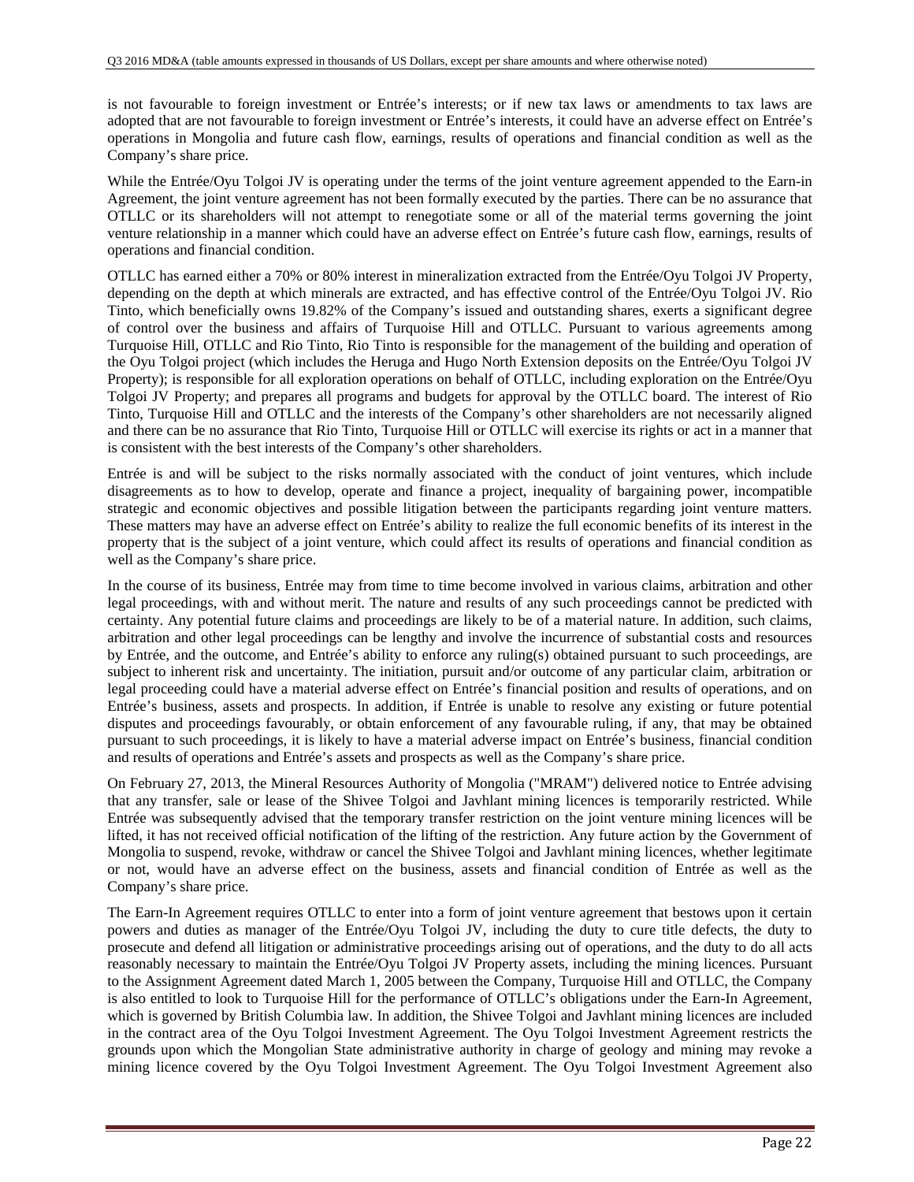is not favourable to foreign investment or Entrée's interests; or if new tax laws or amendments to tax laws are adopted that are not favourable to foreign investment or Entrée's interests, it could have an adverse effect on Entrée's operations in Mongolia and future cash flow, earnings, results of operations and financial condition as well as the Company's share price.

While the Entrée/Oyu Tolgoi JV is operating under the terms of the joint venture agreement appended to the Earn-in Agreement, the joint venture agreement has not been formally executed by the parties. There can be no assurance that OTLLC or its shareholders will not attempt to renegotiate some or all of the material terms governing the joint venture relationship in a manner which could have an adverse effect on Entrée's future cash flow, earnings, results of operations and financial condition.

OTLLC has earned either a 70% or 80% interest in mineralization extracted from the Entrée/Oyu Tolgoi JV Property, depending on the depth at which minerals are extracted, and has effective control of the Entrée/Oyu Tolgoi JV. Rio Tinto, which beneficially owns 19.82% of the Company's issued and outstanding shares, exerts a significant degree of control over the business and affairs of Turquoise Hill and OTLLC. Pursuant to various agreements among Turquoise Hill, OTLLC and Rio Tinto, Rio Tinto is responsible for the management of the building and operation of the Oyu Tolgoi project (which includes the Heruga and Hugo North Extension deposits on the Entrée/Oyu Tolgoi JV Property); is responsible for all exploration operations on behalf of OTLLC, including exploration on the Entrée/Oyu Tolgoi JV Property; and prepares all programs and budgets for approval by the OTLLC board. The interest of Rio Tinto, Turquoise Hill and OTLLC and the interests of the Company's other shareholders are not necessarily aligned and there can be no assurance that Rio Tinto, Turquoise Hill or OTLLC will exercise its rights or act in a manner that is consistent with the best interests of the Company's other shareholders.

Entrée is and will be subject to the risks normally associated with the conduct of joint ventures, which include disagreements as to how to develop, operate and finance a project, inequality of bargaining power, incompatible strategic and economic objectives and possible litigation between the participants regarding joint venture matters. These matters may have an adverse effect on Entrée's ability to realize the full economic benefits of its interest in the property that is the subject of a joint venture, which could affect its results of operations and financial condition as well as the Company's share price.

In the course of its business, Entrée may from time to time become involved in various claims, arbitration and other legal proceedings, with and without merit. The nature and results of any such proceedings cannot be predicted with certainty. Any potential future claims and proceedings are likely to be of a material nature. In addition, such claims, arbitration and other legal proceedings can be lengthy and involve the incurrence of substantial costs and resources by Entrée, and the outcome, and Entrée's ability to enforce any ruling(s) obtained pursuant to such proceedings, are subject to inherent risk and uncertainty. The initiation, pursuit and/or outcome of any particular claim, arbitration or legal proceeding could have a material adverse effect on Entrée's financial position and results of operations, and on Entrée's business, assets and prospects. In addition, if Entrée is unable to resolve any existing or future potential disputes and proceedings favourably, or obtain enforcement of any favourable ruling, if any, that may be obtained pursuant to such proceedings, it is likely to have a material adverse impact on Entrée's business, financial condition and results of operations and Entrée's assets and prospects as well as the Company's share price.

On February 27, 2013, the Mineral Resources Authority of Mongolia ("MRAM") delivered notice to Entrée advising that any transfer, sale or lease of the Shivee Tolgoi and Javhlant mining licences is temporarily restricted. While Entrée was subsequently advised that the temporary transfer restriction on the joint venture mining licences will be lifted, it has not received official notification of the lifting of the restriction. Any future action by the Government of Mongolia to suspend, revoke, withdraw or cancel the Shivee Tolgoi and Javhlant mining licences, whether legitimate or not, would have an adverse effect on the business, assets and financial condition of Entrée as well as the Company's share price.

The Earn-In Agreement requires OTLLC to enter into a form of joint venture agreement that bestows upon it certain powers and duties as manager of the Entrée/Oyu Tolgoi JV, including the duty to cure title defects, the duty to prosecute and defend all litigation or administrative proceedings arising out of operations, and the duty to do all acts reasonably necessary to maintain the Entrée/Oyu Tolgoi JV Property assets, including the mining licences. Pursuant to the Assignment Agreement dated March 1, 2005 between the Company, Turquoise Hill and OTLLC, the Company is also entitled to look to Turquoise Hill for the performance of OTLLC's obligations under the Earn-In Agreement, which is governed by British Columbia law. In addition, the Shivee Tolgoi and Javhlant mining licences are included in the contract area of the Oyu Tolgoi Investment Agreement. The Oyu Tolgoi Investment Agreement restricts the grounds upon which the Mongolian State administrative authority in charge of geology and mining may revoke a mining licence covered by the Oyu Tolgoi Investment Agreement. The Oyu Tolgoi Investment Agreement also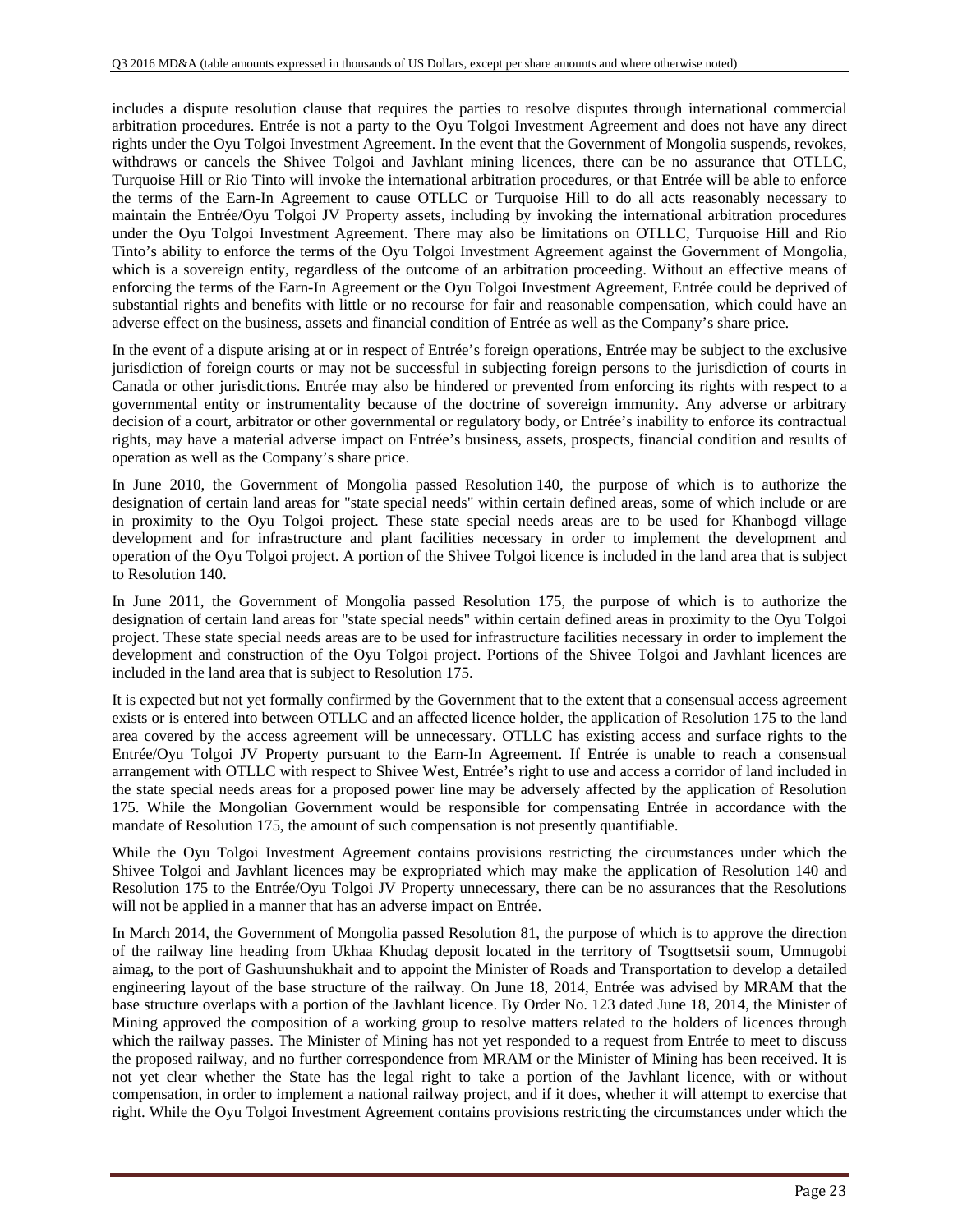includes a dispute resolution clause that requires the parties to resolve disputes through international commercial arbitration procedures. Entrée is not a party to the Oyu Tolgoi Investment Agreement and does not have any direct rights under the Oyu Tolgoi Investment Agreement. In the event that the Government of Mongolia suspends, revokes, withdraws or cancels the Shivee Tolgoi and Javhlant mining licences, there can be no assurance that OTLLC, Turquoise Hill or Rio Tinto will invoke the international arbitration procedures, or that Entrée will be able to enforce the terms of the Earn-In Agreement to cause OTLLC or Turquoise Hill to do all acts reasonably necessary to maintain the Entrée/Oyu Tolgoi JV Property assets, including by invoking the international arbitration procedures under the Oyu Tolgoi Investment Agreement. There may also be limitations on OTLLC, Turquoise Hill and Rio Tinto's ability to enforce the terms of the Oyu Tolgoi Investment Agreement against the Government of Mongolia, which is a sovereign entity, regardless of the outcome of an arbitration proceeding. Without an effective means of enforcing the terms of the Earn-In Agreement or the Oyu Tolgoi Investment Agreement, Entrée could be deprived of substantial rights and benefits with little or no recourse for fair and reasonable compensation, which could have an adverse effect on the business, assets and financial condition of Entrée as well as the Company's share price.

In the event of a dispute arising at or in respect of Entrée's foreign operations, Entrée may be subject to the exclusive jurisdiction of foreign courts or may not be successful in subjecting foreign persons to the jurisdiction of courts in Canada or other jurisdictions. Entrée may also be hindered or prevented from enforcing its rights with respect to a governmental entity or instrumentality because of the doctrine of sovereign immunity. Any adverse or arbitrary decision of a court, arbitrator or other governmental or regulatory body, or Entrée's inability to enforce its contractual rights, may have a material adverse impact on Entrée's business, assets, prospects, financial condition and results of operation as well as the Company's share price.

In June 2010, the Government of Mongolia passed Resolution 140, the purpose of which is to authorize the designation of certain land areas for "state special needs" within certain defined areas, some of which include or are in proximity to the Oyu Tolgoi project. These state special needs areas are to be used for Khanbogd village development and for infrastructure and plant facilities necessary in order to implement the development and operation of the Oyu Tolgoi project. A portion of the Shivee Tolgoi licence is included in the land area that is subject to Resolution 140.

In June 2011, the Government of Mongolia passed Resolution 175, the purpose of which is to authorize the designation of certain land areas for "state special needs" within certain defined areas in proximity to the Oyu Tolgoi project. These state special needs areas are to be used for infrastructure facilities necessary in order to implement the development and construction of the Oyu Tolgoi project. Portions of the Shivee Tolgoi and Javhlant licences are included in the land area that is subject to Resolution 175.

It is expected but not yet formally confirmed by the Government that to the extent that a consensual access agreement exists or is entered into between OTLLC and an affected licence holder, the application of Resolution 175 to the land area covered by the access agreement will be unnecessary. OTLLC has existing access and surface rights to the Entrée/Oyu Tolgoi JV Property pursuant to the Earn-In Agreement. If Entrée is unable to reach a consensual arrangement with OTLLC with respect to Shivee West, Entrée's right to use and access a corridor of land included in the state special needs areas for a proposed power line may be adversely affected by the application of Resolution 175. While the Mongolian Government would be responsible for compensating Entrée in accordance with the mandate of Resolution 175, the amount of such compensation is not presently quantifiable.

While the Oyu Tolgoi Investment Agreement contains provisions restricting the circumstances under which the Shivee Tolgoi and Javhlant licences may be expropriated which may make the application of Resolution 140 and Resolution 175 to the Entrée/Oyu Tolgoi JV Property unnecessary, there can be no assurances that the Resolutions will not be applied in a manner that has an adverse impact on Entrée.

In March 2014, the Government of Mongolia passed Resolution 81, the purpose of which is to approve the direction of the railway line heading from Ukhaa Khudag deposit located in the territory of Tsogttsetsii soum, Umnugobi aimag, to the port of Gashuunshukhait and to appoint the Minister of Roads and Transportation to develop a detailed engineering layout of the base structure of the railway. On June 18, 2014, Entrée was advised by MRAM that the base structure overlaps with a portion of the Javhlant licence. By Order No. 123 dated June 18, 2014, the Minister of Mining approved the composition of a working group to resolve matters related to the holders of licences through which the railway passes. The Minister of Mining has not yet responded to a request from Entrée to meet to discuss the proposed railway, and no further correspondence from MRAM or the Minister of Mining has been received. It is not yet clear whether the State has the legal right to take a portion of the Javhlant licence, with or without compensation, in order to implement a national railway project, and if it does, whether it will attempt to exercise that right. While the Oyu Tolgoi Investment Agreement contains provisions restricting the circumstances under which the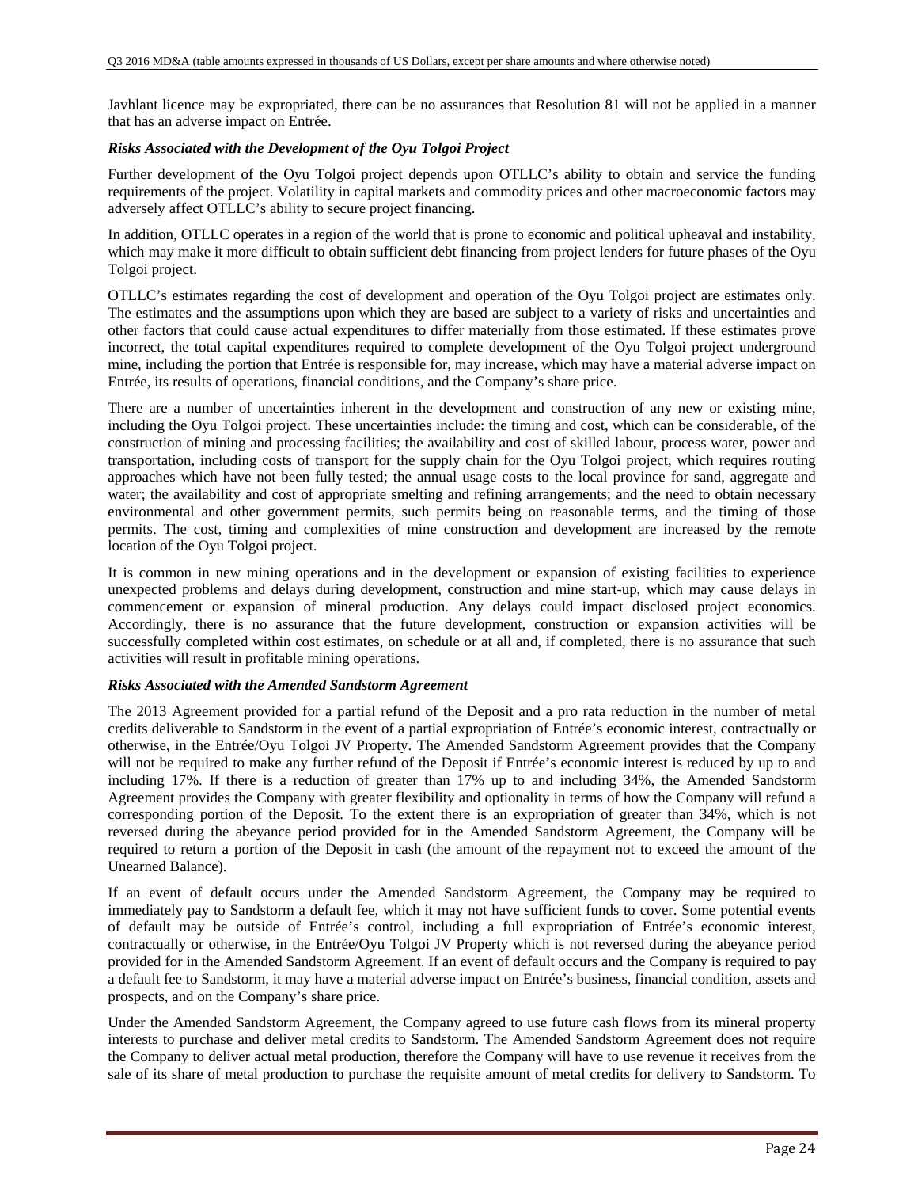Javhlant licence may be expropriated, there can be no assurances that Resolution 81 will not be applied in a manner that has an adverse impact on Entrée.

***Risks Associated with the Development of the Oyu Tolgoi Project***

Further development of the Oyu Tolgoi project depends upon OTLLC's ability to obtain and service the funding requirements of the project. Volatility in capital markets and commodity prices and other macroeconomic factors may adversely affect OTLLC's ability to secure project financing.

In addition, OTLLC operates in a region of the world that is prone to economic and political upheaval and instability, which may make it more difficult to obtain sufficient debt financing from project lenders for future phases of the Oyu Tolgoi project.

OTLLC's estimates regarding the cost of development and operation of the Oyu Tolgoi project are estimates only. The estimates and the assumptions upon which they are based are subject to a variety of risks and uncertainties and other factors that could cause actual expenditures to differ materially from those estimated. If these estimates prove incorrect, the total capital expenditures required to complete development of the Oyu Tolgoi project underground mine, including the portion that Entrée is responsible for, may increase, which may have a material adverse impact on Entrée, its results of operations, financial conditions, and the Company's share price.

There are a number of uncertainties inherent in the development and construction of any new or existing mine, including the Oyu Tolgoi project. These uncertainties include: the timing and cost, which can be considerable, of the construction of mining and processing facilities; the availability and cost of skilled labour, process water, power and transportation, including costs of transport for the supply chain for the Oyu Tolgoi project, which requires routing approaches which have not been fully tested; the annual usage costs to the local province for sand, aggregate and water; the availability and cost of appropriate smelting and refining arrangements; and the need to obtain necessary environmental and other government permits, such permits being on reasonable terms, and the timing of those permits. The cost, timing and complexities of mine construction and development are increased by the remote location of the Oyu Tolgoi project.

It is common in new mining operations and in the development or expansion of existing facilities to experience unexpected problems and delays during development, construction and mine start-up, which may cause delays in commencement or expansion of mineral production. Any delays could impact disclosed project economics. Accordingly, there is no assurance that the future development, construction or expansion activities will be successfully completed within cost estimates, on schedule or at all and, if completed, there is no assurance that such activities will result in profitable mining operations.

***Risks Associated with the Amended Sandstorm Agreement***

The 2013 Agreement provided for a partial refund of the Deposit and a pro rata reduction in the number of metal credits deliverable to Sandstorm in the event of a partial expropriation of Entrée's economic interest, contractually or otherwise, in the Entrée/Oyu Tolgoi JV Property. The Amended Sandstorm Agreement provides that the Company will not be required to make any further refund of the Deposit if Entrée's economic interest is reduced by up to and including 17%. If there is a reduction of greater than 17% up to and including 34%, the Amended Sandstorm Agreement provides the Company with greater flexibility and optionality in terms of how the Company will refund a corresponding portion of the Deposit. To the extent there is an expropriation of greater than 34%, which is not reversed during the abeyance period provided for in the Amended Sandstorm Agreement, the Company will be required to return a portion of the Deposit in cash (the amount of the repayment not to exceed the amount of the Unearned Balance).

If an event of default occurs under the Amended Sandstorm Agreement, the Company may be required to immediately pay to Sandstorm a default fee, which it may not have sufficient funds to cover. Some potential events of default may be outside of Entrée's control, including a full expropriation of Entrée's economic interest, contractually or otherwise, in the Entrée/Oyu Tolgoi JV Property which is not reversed during the abeyance period provided for in the Amended Sandstorm Agreement. If an event of default occurs and the Company is required to pay a default fee to Sandstorm, it may have a material adverse impact on Entrée's business, financial condition, assets and prospects, and on the Company's share price.

Under the Amended Sandstorm Agreement, the Company agreed to use future cash flows from its mineral property interests to purchase and deliver metal credits to Sandstorm. The Amended Sandstorm Agreement does not require the Company to deliver actual metal production, therefore the Company will have to use revenue it receives from the sale of its share of metal production to purchase the requisite amount of metal credits for delivery to Sandstorm. To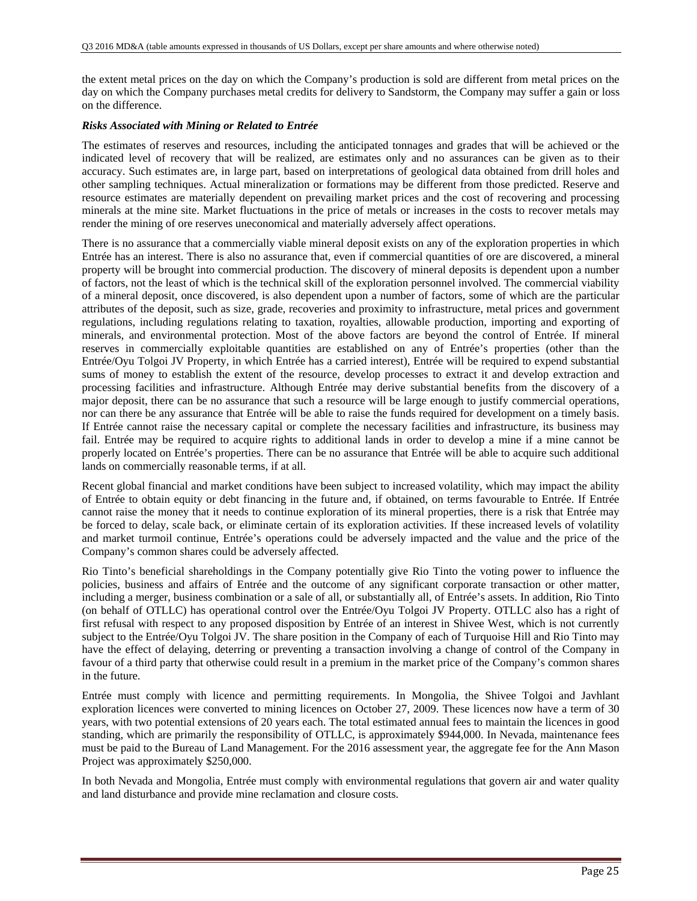the extent metal prices on the day on which the Company's production is sold are different from metal prices on the day on which the Company purchases metal credits for delivery to Sandstorm, the Company may suffer a gain or loss on the difference.

***Risks Associated with Mining or Related to Entrée***

The estimates of reserves and resources, including the anticipated tonnages and grades that will be achieved or the indicated level of recovery that will be realized, are estimates only and no assurances can be given as to their accuracy. Such estimates are, in large part, based on interpretations of geological data obtained from drill holes and other sampling techniques. Actual mineralization or formations may be different from those predicted. Reserve and resource estimates are materially dependent on prevailing market prices and the cost of recovering and processing minerals at the mine site. Market fluctuations in the price of metals or increases in the costs to recover metals may render the mining of ore reserves uneconomical and materially adversely affect operations.

There is no assurance that a commercially viable mineral deposit exists on any of the exploration properties in which Entrée has an interest. There is also no assurance that, even if commercial quantities of ore are discovered, a mineral property will be brought into commercial production. The discovery of mineral deposits is dependent upon a number of factors, not the least of which is the technical skill of the exploration personnel involved. The commercial viability of a mineral deposit, once discovered, is also dependent upon a number of factors, some of which are the particular attributes of the deposit, such as size, grade, recoveries and proximity to infrastructure, metal prices and government regulations, including regulations relating to taxation, royalties, allowable production, importing and exporting of minerals, and environmental protection. Most of the above factors are beyond the control of Entrée. If mineral reserves in commercially exploitable quantities are established on any of Entrée's properties (other than the Entrée/Oyu Tolgoi JV Property, in which Entrée has a carried interest), Entrée will be required to expend substantial sums of money to establish the extent of the resource, develop processes to extract it and develop extraction and processing facilities and infrastructure. Although Entrée may derive substantial benefits from the discovery of a major deposit, there can be no assurance that such a resource will be large enough to justify commercial operations, nor can there be any assurance that Entrée will be able to raise the funds required for development on a timely basis. If Entrée cannot raise the necessary capital or complete the necessary facilities and infrastructure, its business may fail. Entrée may be required to acquire rights to additional lands in order to develop a mine if a mine cannot be properly located on Entrée's properties. There can be no assurance that Entrée will be able to acquire such additional lands on commercially reasonable terms, if at all.

Recent global financial and market conditions have been subject to increased volatility, which may impact the ability of Entrée to obtain equity or debt financing in the future and, if obtained, on terms favourable to Entrée. If Entrée cannot raise the money that it needs to continue exploration of its mineral properties, there is a risk that Entrée may be forced to delay, scale back, or eliminate certain of its exploration activities. If these increased levels of volatility and market turmoil continue, Entrée's operations could be adversely impacted and the value and the price of the Company's common shares could be adversely affected.

Rio Tinto's beneficial shareholdings in the Company potentially give Rio Tinto the voting power to influence the policies, business and affairs of Entrée and the outcome of any significant corporate transaction or other matter, including a merger, business combination or a sale of all, or substantially all, of Entrée's assets. In addition, Rio Tinto (on behalf of OTLLC) has operational control over the Entrée/Oyu Tolgoi JV Property. OTLLC also has a right of first refusal with respect to any proposed disposition by Entrée of an interest in Shivee West, which is not currently subject to the Entrée/Oyu Tolgoi JV. The share position in the Company of each of Turquoise Hill and Rio Tinto may have the effect of delaying, deterring or preventing a transaction involving a change of control of the Company in favour of a third party that otherwise could result in a premium in the market price of the Company's common shares in the future.

Entrée must comply with licence and permitting requirements. In Mongolia, the Shivee Tolgoi and Javhlant exploration licences were converted to mining licences on October 27, 2009. These licences now have a term of 30 years, with two potential extensions of 20 years each. The total estimated annual fees to maintain the licences in good standing, which are primarily the responsibility of OTLLC, is approximately $944,000. In Nevada, maintenance fees must be paid to the Bureau of Land Management. For the 2016 assessment year, the aggregate fee for the Ann Mason Project was approximately $250,000.

In both Nevada and Mongolia, Entrée must comply with environmental regulations that govern air and water quality and land disturbance and provide mine reclamation and closure costs.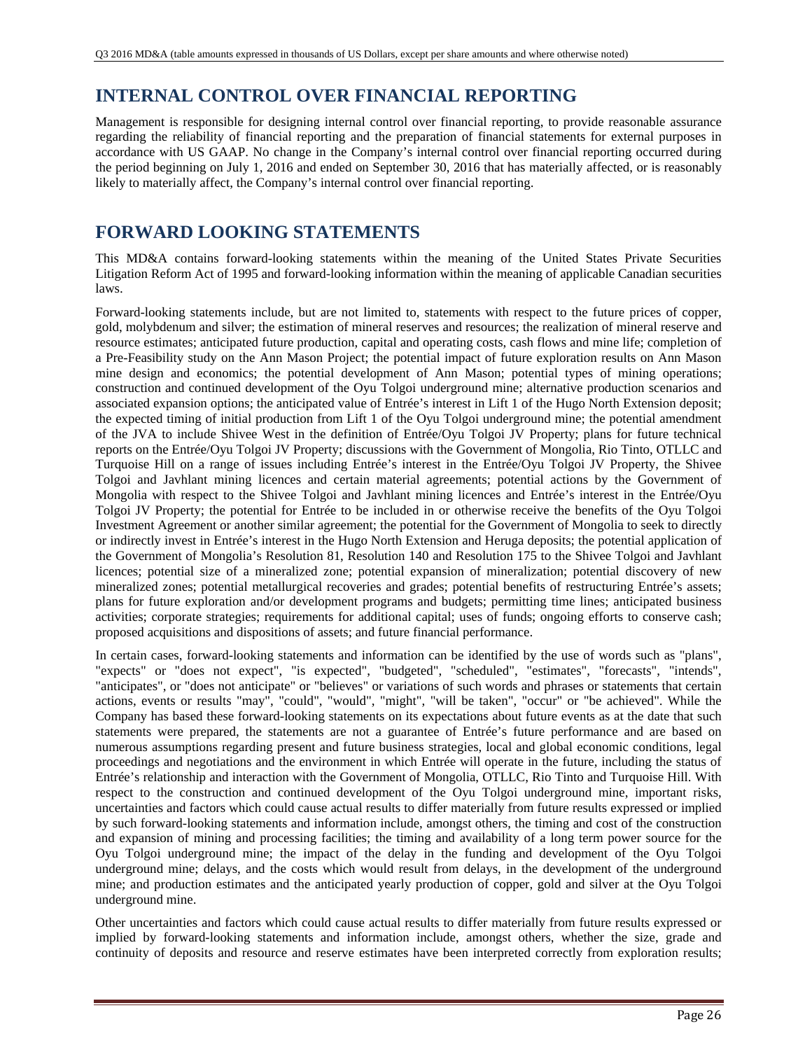## INTERNAL CONTROL OVER FINANCIAL REPORTING

Management is responsible for designing internal control over financial reporting, to provide reasonable assurance regarding the reliability of financial reporting and the preparation of financial statements for external purposes in accordance with US GAAP. No change in the Company's internal control over financial reporting occurred during the period beginning on July 1, 2016 and ended on September 30, 2016 that has materially affected, or is reasonably likely to materially affect, the Company's internal control over financial reporting.

## FORWARD LOOKING STATEMENTS

This MD&A contains forward-looking statements within the meaning of the United States Private Securities Litigation Reform Act of 1995 and forward-looking information within the meaning of applicable Canadian securities laws.

Forward-looking statements include, but are not limited to, statements with respect to the future prices of copper, gold, molybdenum and silver; the estimation of mineral reserves and resources; the realization of mineral reserve and resource estimates; anticipated future production, capital and operating costs, cash flows and mine life; completion of a Pre-Feasibility study on the Ann Mason Project; the potential impact of future exploration results on Ann Mason mine design and economics; the potential development of Ann Mason; potential types of mining operations; construction and continued development of the Oyu Tolgoi underground mine; alternative production scenarios and associated expansion options; the anticipated value of Entrée's interest in Lift 1 of the Hugo North Extension deposit; the expected timing of initial production from Lift 1 of the Oyu Tolgoi underground mine; the potential amendment of the JVA to include Shivee West in the definition of Entrée/Oyu Tolgoi JV Property; plans for future technical reports on the Entrée/Oyu Tolgoi JV Property; discussions with the Government of Mongolia, Rio Tinto, OTLLC and Turquoise Hill on a range of issues including Entrée's interest in the Entrée/Oyu Tolgoi JV Property, the Shivee Tolgoi and Javhlant mining licences and certain material agreements; potential actions by the Government of Mongolia with respect to the Shivee Tolgoi and Javhlant mining licences and Entrée's interest in the Entrée/Oyu Tolgoi JV Property; the potential for Entrée to be included in or otherwise receive the benefits of the Oyu Tolgoi Investment Agreement or another similar agreement; the potential for the Government of Mongolia to seek to directly or indirectly invest in Entrée's interest in the Hugo North Extension and Heruga deposits; the potential application of the Government of Mongolia's Resolution 81, Resolution 140 and Resolution 175 to the Shivee Tolgoi and Javhlant licences; potential size of a mineralized zone; potential expansion of mineralization; potential discovery of new mineralized zones; potential metallurgical recoveries and grades; potential benefits of restructuring Entrée's assets; plans for future exploration and/or development programs and budgets; permitting time lines; anticipated business activities; corporate strategies; requirements for additional capital; uses of funds; ongoing efforts to conserve cash; proposed acquisitions and dispositions of assets; and future financial performance.

In certain cases, forward-looking statements and information can be identified by the use of words such as "plans", "expects" or "does not expect", "is expected", "budgeted", "scheduled", "estimates", "forecasts", "intends", "anticipates", or "does not anticipate" or "believes" or variations of such words and phrases or statements that certain actions, events or results "may", "could", "would", "might", "will be taken", "occur" or "be achieved". While the Company has based these forward-looking statements on its expectations about future events as at the date that such statements were prepared, the statements are not a guarantee of Entrée's future performance and are based on numerous assumptions regarding present and future business strategies, local and global economic conditions, legal proceedings and negotiations and the environment in which Entrée will operate in the future, including the status of Entrée's relationship and interaction with the Government of Mongolia, OTLLC, Rio Tinto and Turquoise Hill. With respect to the construction and continued development of the Oyu Tolgoi underground mine, important risks, uncertainties and factors which could cause actual results to differ materially from future results expressed or implied by such forward-looking statements and information include, amongst others, the timing and cost of the construction and expansion of mining and processing facilities; the timing and availability of a long term power source for the Oyu Tolgoi underground mine; the impact of the delay in the funding and development of the Oyu Tolgoi underground mine; delays, and the costs which would result from delays, in the development of the underground mine; and production estimates and the anticipated yearly production of copper, gold and silver at the Oyu Tolgoi underground mine.

Other uncertainties and factors which could cause actual results to differ materially from future results expressed or implied by forward-looking statements and information include, amongst others, whether the size, grade and continuity of deposits and resource and reserve estimates have been interpreted correctly from exploration results;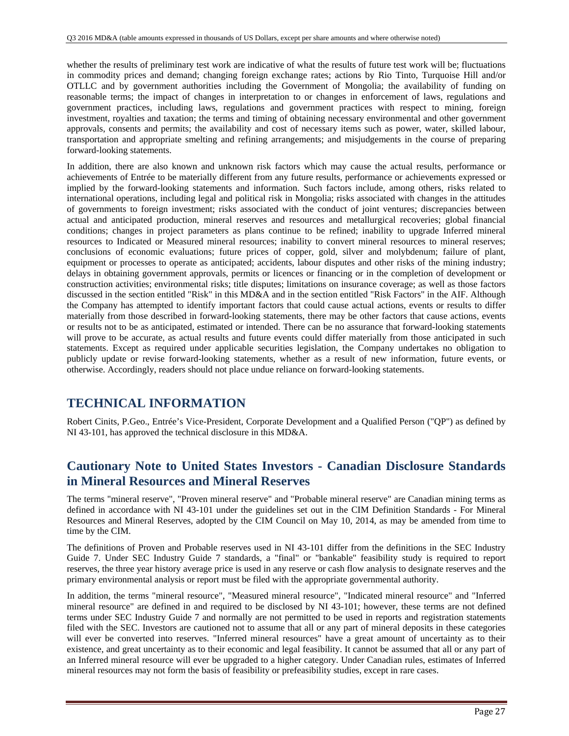whether the results of preliminary test work are indicative of what the results of future test work will be; fluctuations in commodity prices and demand; changing foreign exchange rates; actions by Rio Tinto, Turquoise Hill and/or OTLLC and by government authorities including the Government of Mongolia; the availability of funding on reasonable terms; the impact of changes in interpretation to or changes in enforcement of laws, regulations and government practices, including laws, regulations and government practices with respect to mining, foreign investment, royalties and taxation; the terms and timing of obtaining necessary environmental and other government approvals, consents and permits; the availability and cost of necessary items such as power, water, skilled labour, transportation and appropriate smelting and refining arrangements; and misjudgements in the course of preparing forward-looking statements.

In addition, there are also known and unknown risk factors which may cause the actual results, performance or achievements of Entrée to be materially different from any future results, performance or achievements expressed or implied by the forward-looking statements and information. Such factors include, among others, risks related to international operations, including legal and political risk in Mongolia; risks associated with changes in the attitudes of governments to foreign investment; risks associated with the conduct of joint ventures; discrepancies between actual and anticipated production, mineral reserves and resources and metallurgical recoveries; global financial conditions; changes in project parameters as plans continue to be refined; inability to upgrade Inferred mineral resources to Indicated or Measured mineral resources; inability to convert mineral resources to mineral reserves; conclusions of economic evaluations; future prices of copper, gold, silver and molybdenum; failure of plant, equipment or processes to operate as anticipated; accidents, labour disputes and other risks of the mining industry; delays in obtaining government approvals, permits or licences or financing or in the completion of development or construction activities; environmental risks; title disputes; limitations on insurance coverage; as well as those factors discussed in the section entitled "Risk" in this MD&A and in the section entitled "Risk Factors" in the AIF. Although the Company has attempted to identify important factors that could cause actual actions, events or results to differ materially from those described in forward-looking statements, there may be other factors that cause actions, events or results not to be as anticipated, estimated or intended. There can be no assurance that forward-looking statements will prove to be accurate, as actual results and future events could differ materially from those anticipated in such statements. Except as required under applicable securities legislation, the Company undertakes no obligation to publicly update or revise forward-looking statements, whether as a result of new information, future events, or otherwise. Accordingly, readers should not place undue reliance on forward-looking statements.

# TECHNICAL INFORMATION

Robert Cinits, P.Geo., Entrée's Vice-President, Corporate Development and a Qualified Person ("QP") as defined by NI 43-101, has approved the technical disclosure in this MD&A.

## Cautionary Note to United States Investors - Canadian Disclosure Standards in Mineral Resources and Mineral Reserves

The terms "mineral reserve", "Proven mineral reserve" and "Probable mineral reserve" are Canadian mining terms as defined in accordance with NI 43-101 under the guidelines set out in the CIM Definition Standards - For Mineral Resources and Mineral Reserves, adopted by the CIM Council on May 10, 2014, as may be amended from time to time by the CIM.

The definitions of Proven and Probable reserves used in NI 43-101 differ from the definitions in the SEC Industry Guide 7. Under SEC Industry Guide 7 standards, a "final" or "bankable" feasibility study is required to report reserves, the three year history average price is used in any reserve or cash flow analysis to designate reserves and the primary environmental analysis or report must be filed with the appropriate governmental authority.

In addition, the terms "mineral resource", "Measured mineral resource", "Indicated mineral resource" and "Inferred mineral resource" are defined in and required to be disclosed by NI 43-101; however, these terms are not defined terms under SEC Industry Guide 7 and normally are not permitted to be used in reports and registration statements filed with the SEC. Investors are cautioned not to assume that all or any part of mineral deposits in these categories will ever be converted into reserves. "Inferred mineral resources" have a great amount of uncertainty as to their existence, and great uncertainty as to their economic and legal feasibility. It cannot be assumed that all or any part of an Inferred mineral resource will ever be upgraded to a higher category. Under Canadian rules, estimates of Inferred mineral resources may not form the basis of feasibility or prefeasibility studies, except in rare cases.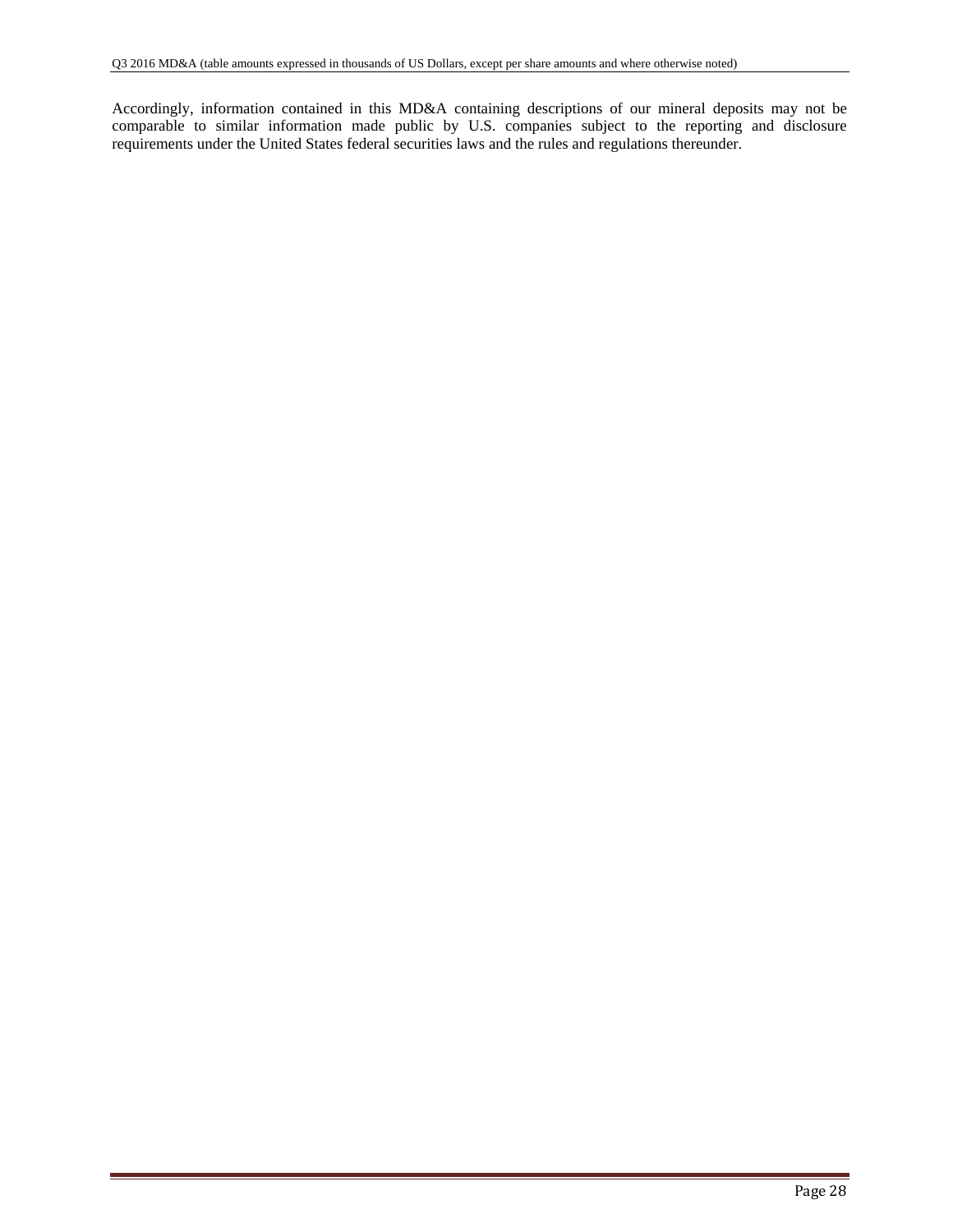Accordingly, information contained in this MD&A containing descriptions of our mineral deposits may not be comparable to similar information made public by U.S. companies subject to the reporting and disclosure requirements under the United States federal securities laws and the rules and regulations thereunder.